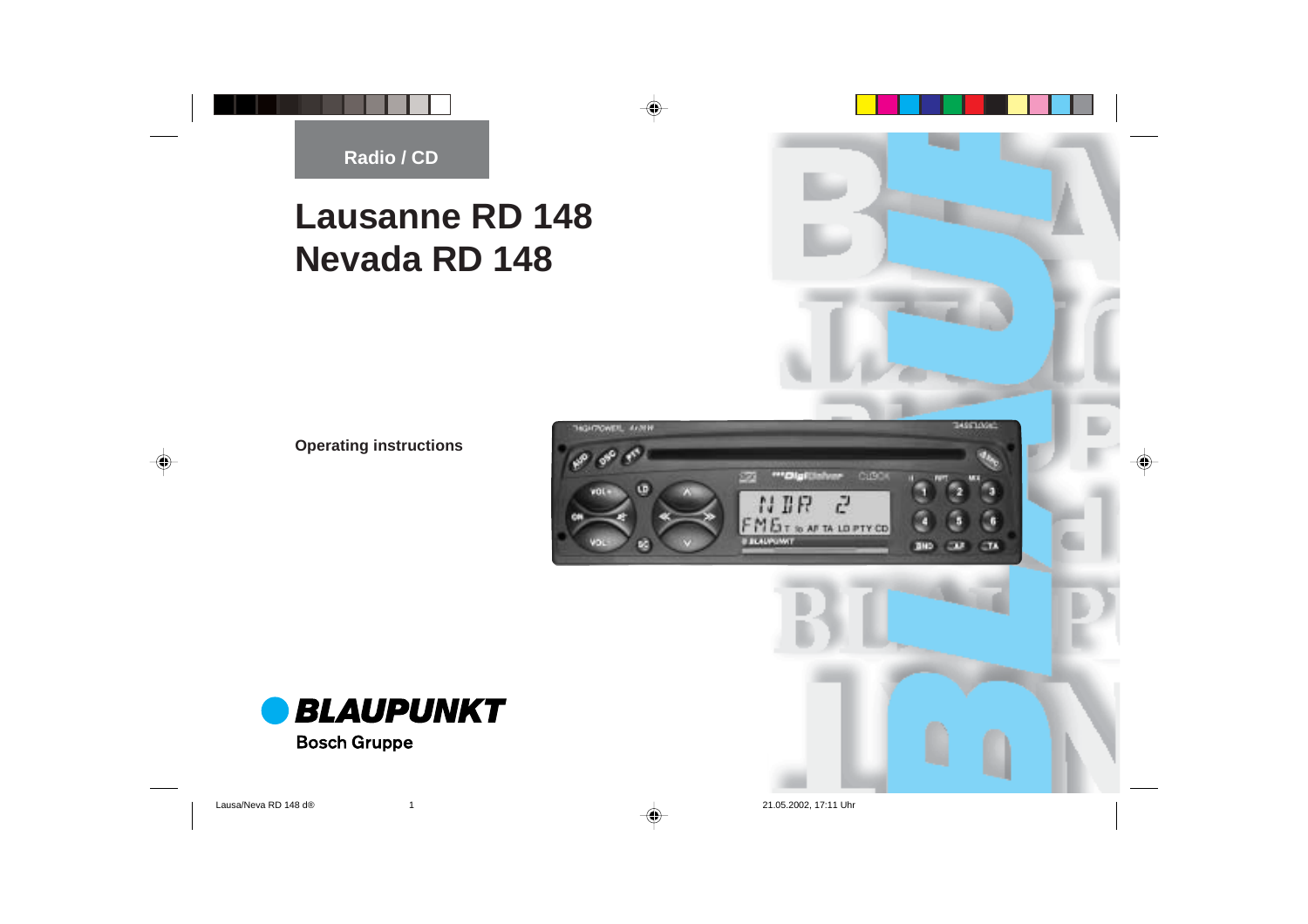Radio / CD

# Lausanne RD 148
# Nevada RD 148

**Operating instructions**

BLAUPUNKT

Bosch Gruppe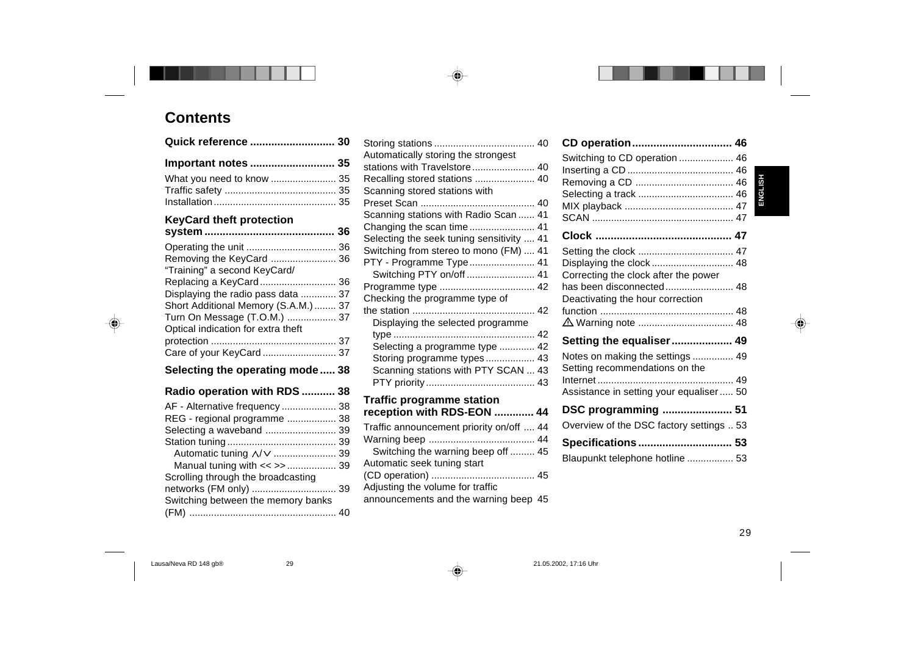# Contents

**Quick reference ............................ 30**

**Important notes ............................ 35**

What you need to know ........................ 35
Traffic safety ......................................... 35
Installation ............................................. 35

**KeyCard theft protection system ........................................... 36**

Operating the unit ................................ 36
Removing the KeyCard ........................ 36
"Training" a second KeyCard/ Replacing a KeyCard ............................ 36
Displaying the radio pass data ............. 37
Short Additional Memory (S.A.M.) ........ 37
Turn On Message (T.O.M.) .................. 37
Optical indication for extra theft protection .............................................. 37
Care of your KeyCard ........................... 37

**Selecting the operating mode ..... 38**

**Radio operation with RDS ........... 38**

AF - Alternative frequency .................... 38
REG - regional programme .................. 38
Selecting a waveband .......................... 39
Station tuning ........................................ 39
  Automatic tuning ∧/∨ ....................... 39
  Manual tuning with << >> .................. 39
Scrolling through the broadcasting networks (FM only) .............................. 39
Switching between the memory banks (FM) ...................................................... 40
Storing stations ..................................... 40
Automatically storing the strongest stations with Travelstore ....................... 40
Recalling stored stations ...................... 40
Scanning stored stations with Preset Scan .......................................... 40
Scanning stations with Radio Scan ...... 41
Changing the scan time ........................ 41
Selecting the seek tuning sensitivity .... 41
Switching from stereo to mono (FM) .... 41
PTY - Programme Type ........................ 41
  Switching PTY on/off ......................... 41
Programme type ................................... 42
Checking the programme type of the station ............................................. 42
  Displaying the selected programme type .................................................... 42
  Selecting a programme type ............. 42
  Storing programme types .................. 43
  Scanning stations with PTY SCAN ... 43
  PTY priority ........................................ 43

**Traffic programme station reception with RDS-EON ............. 44**

Traffic announcement priority on/off .... 44
Warning beep ....................................... 44
  Switching the warning beep off ......... 45
Automatic seek tuning start (CD operation) ...................................... 45
Adjusting the volume for traffic announcements and the warning beep 45

**CD operation ................................. 46**

Switching to CD operation .................... 46
Inserting a CD ....................................... 46
Removing a CD .................................... 46
Selecting a track ................................... 46
MIX playback ........................................ 47
SCAN .................................................... 47

**Clock ............................................. 47**

Setting the clock ................................... 47
Displaying the clock .............................. 48
Correcting the clock after the power has been disconnected ......................... 48
Deactivating the hour correction function ................................................. 48
⚠ Warning note ................................... 48

**Setting the equaliser .................... 49**

Notes on making the settings ............... 49
Setting recommendations on the Internet .................................................. 49
Assistance in setting your equaliser ..... 50

**DSC programming ....................... 51**

Overview of the DSC factory settings .. 53

**Specifications ............................... 53**

Blaupunkt telephone hotline ................. 53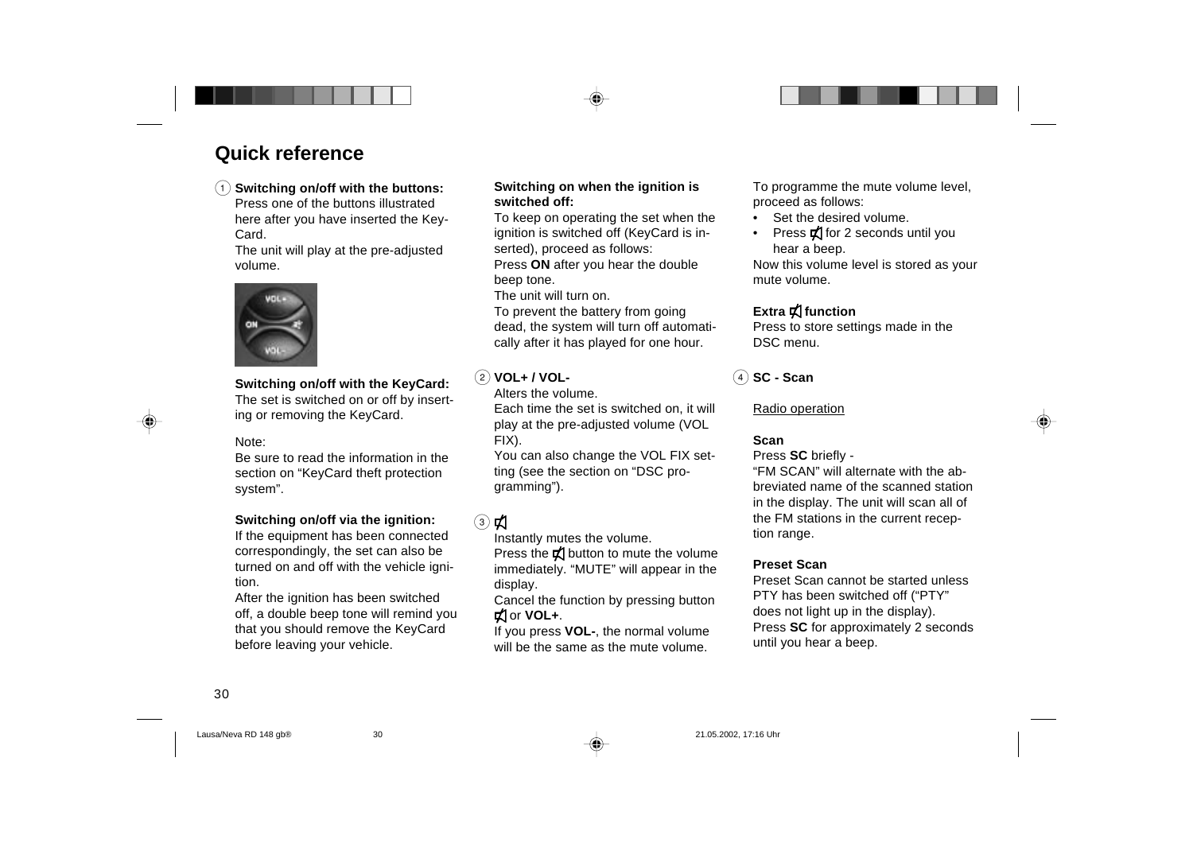# Quick reference

① **Switching on/off with the buttons:**
Press one of the buttons illustrated here after you have inserted the Key-Card.
The unit will play at the pre-adjusted volume.

**Switching on/off with the KeyCard:**
The set is switched on or off by inserting or removing the KeyCard.

Note:
Be sure to read the information in the section on “KeyCard theft protection system”.

**Switching on/off via the ignition:**
If the equipment has been connected correspondingly, the set can also be turned on and off with the vehicle ignition.
After the ignition has been switched off, a double beep tone will remind you that you should remove the KeyCard before leaving your vehicle.

**Switching on when the ignition is switched off:**
To keep on operating the set when the ignition is switched off (KeyCard is inserted), proceed as follows:
Press **ON** after you hear the double beep tone.
The unit will turn on.
To prevent the battery from going dead, the system will turn off automatically after it has played for one hour.

② **VOL+ / VOL-**
Alters the volume.
Each time the set is switched on, it will play at the pre-adjusted volume (VOL FIX).
You can also change the VOL FIX setting (see the section on “DSC programming”).

③ 🔇
Instantly mutes the volume.
Press the 🔇 button to mute the volume immediately. “MUTE” will appear in the display.
Cancel the function by pressing button 🔇 or **VOL+**.
If you press **VOL-**, the normal volume will be the same as the mute volume.

To programme the mute volume level, proceed as follows:

- Set the desired volume.
- Press 🔇 for 2 seconds until you hear a beep.

Now this volume level is stored as your mute volume.

**Extra 🔇 function**
Press to store settings made in the DSC menu.

④ **SC - Scan**

Radio operation

**Scan**
Press **SC** briefly -
“FM SCAN” will alternate with the abbreviated name of the scanned station in the display. The unit will scan all of the FM stations in the current reception range.

**Preset Scan**
Preset Scan cannot be started unless PTY has been switched off (“PTY” does not light up in the display).
Press **SC** for approximately 2 seconds until you hear a beep.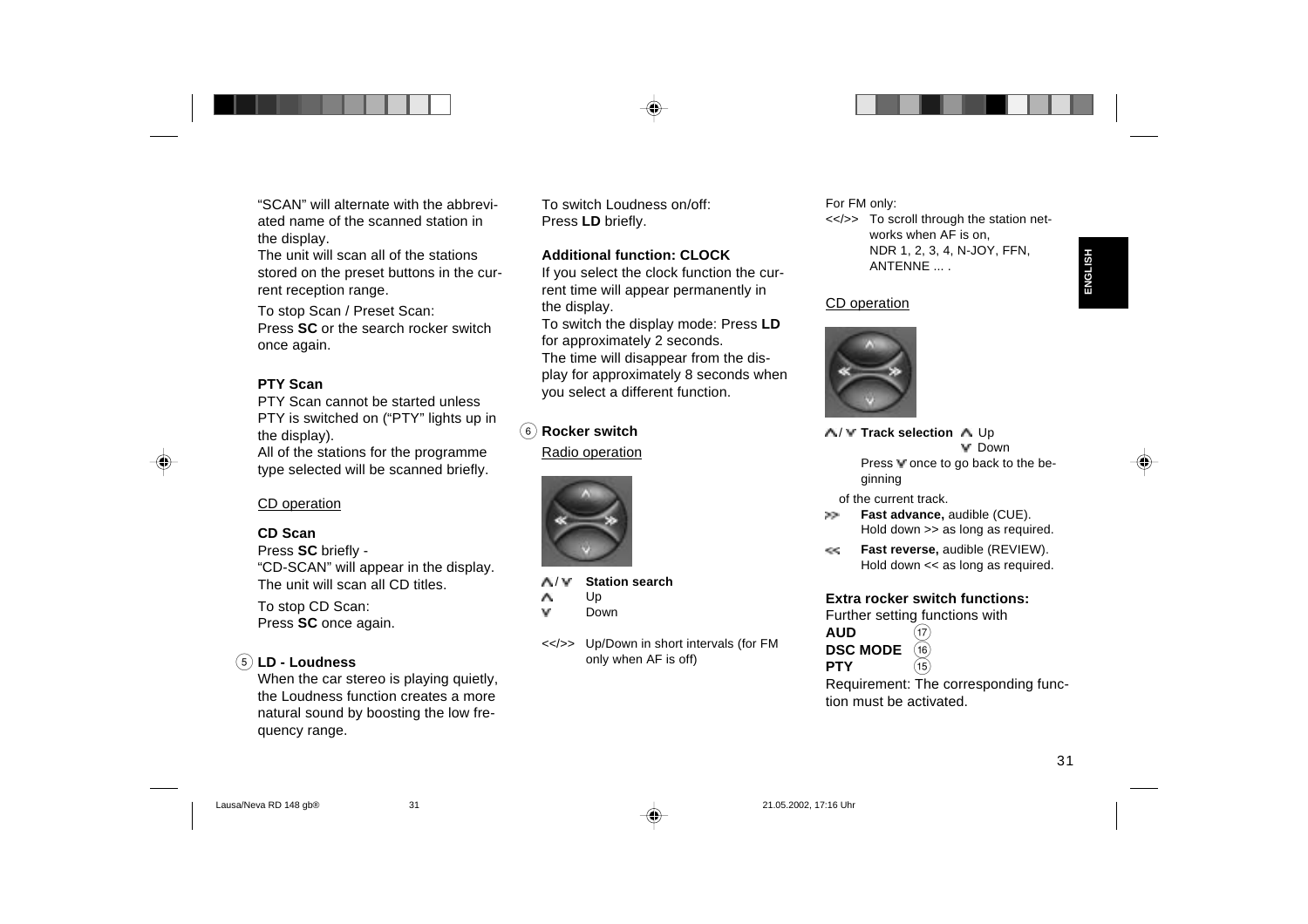"SCAN" will alternate with the abbreviated name of the scanned station in the display.
The unit will scan all of the stations stored on the preset buttons in the current reception range.

To stop Scan / Preset Scan:
Press **SC** or the search rocker switch once again.

**PTY Scan**

PTY Scan cannot be started unless PTY is switched on ("PTY" lights up in the display).
All of the stations for the programme type selected will be scanned briefly.

CD operation

**CD Scan**

Press **SC** briefly -
"CD-SCAN" will appear in the display.
The unit will scan all CD titles.

To stop CD Scan:
Press **SC** once again.

(5) **LD - Loudness**

When the car stereo is playing quietly, the Loudness function creates a more natural sound by boosting the low frequency range.

To switch Loudness on/off:
Press **LD** briefly.

**Additional function: CLOCK**

If you select the clock function the current time will appear permanently in the display.
To switch the display mode: Press **LD** for approximately 2 seconds.
The time will disappear from the display for approximately 8 seconds when you select a different function.

(6) **Rocker switch**

Radio operation

∧/∨ **Station search**
∧ Up
∨ Down

<</>> Up/Down in short intervals (for FM only when AF is off)

For FM only:
<</>> To scroll through the station networks when AF is on, NDR 1, 2, 3, 4, N-JOY, FFN, ANTENNE ... .

CD operation

∧/∨ **Track selection** ∧ Up
∨ Down

Press ∨ once to go back to the beginning of the current track.

\>> **Fast advance,** audible (CUE).
Hold down >> as long as required.

<< **Fast reverse,** audible (REVIEW).
Hold down << as long as required.

**Extra rocker switch functions:**

Further setting functions with
**AUD** (17)
**DSC MODE** (16)
**PTY** (15)

Requirement: The corresponding function must be activated.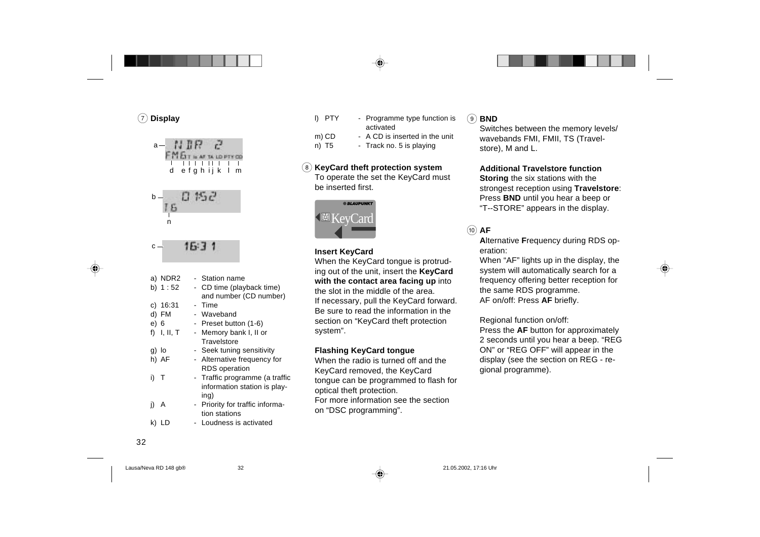## 7 Display

| | | |
|---|---|---|
| a) NDR2 | - | Station name |
| b) 1 : 52 | - | CD time (playback time) and number (CD number) |
| c) 16:31 | - | Time |
| d) FM | - | Waveband |
| e) 6 | - | Preset button (1-6) |
| f) I, II, T | - | Memory bank I, II or Travelstore |
| g) lo | - | Seek tuning sensitivity |
| h) AF | - | Alternative frequency for RDS operation |
| i) T | - | Traffic programme (a traffic information station is playing) |
| j) A | - | Priority for traffic information stations |
| k) LD | - | Loudness is activated |
| l) PTY | - | Programme type function is activated |
| m) CD | - | A CD is inserted in the unit |
| n) T5 | - | Track no. 5 is playing |

## 8 KeyCard theft protection system

To operate the set the KeyCard must be inserted first.

**Insert KeyCard**

When the KeyCard tongue is protruding out of the unit, insert the **KeyCard with the contact area facing up** into the slot in the middle of the area.
If necessary, pull the KeyCard forward. Be sure to read the information in the section on "KeyCard theft protection system".

**Flashing KeyCard tongue**

When the radio is turned off and the KeyCard removed, the KeyCard tongue can be programmed to flash for optical theft protection.
For more information see the section on "DSC programming".

## 9 BND

Switches between the memory levels/ wavebands FMI, FMII, TS (Travelstore), M and L.

**Additional Travelstore function**

**Storing** the six stations with the strongest reception using **Travelstore**: Press **BND** until you hear a beep or "T--STORE" appears in the display.

## 10 AF

**A**lternative **F**requency during RDS operation:
When "AF" lights up in the display, the system will automatically search for a frequency offering better reception for the same RDS programme.
AF on/off: Press **AF** briefly.

Regional function on/off:
Press the **AF** button for approximately 2 seconds until you hear a beep. "REG ON" or "REG OFF" will appear in the display (see the section on REG - regional programme).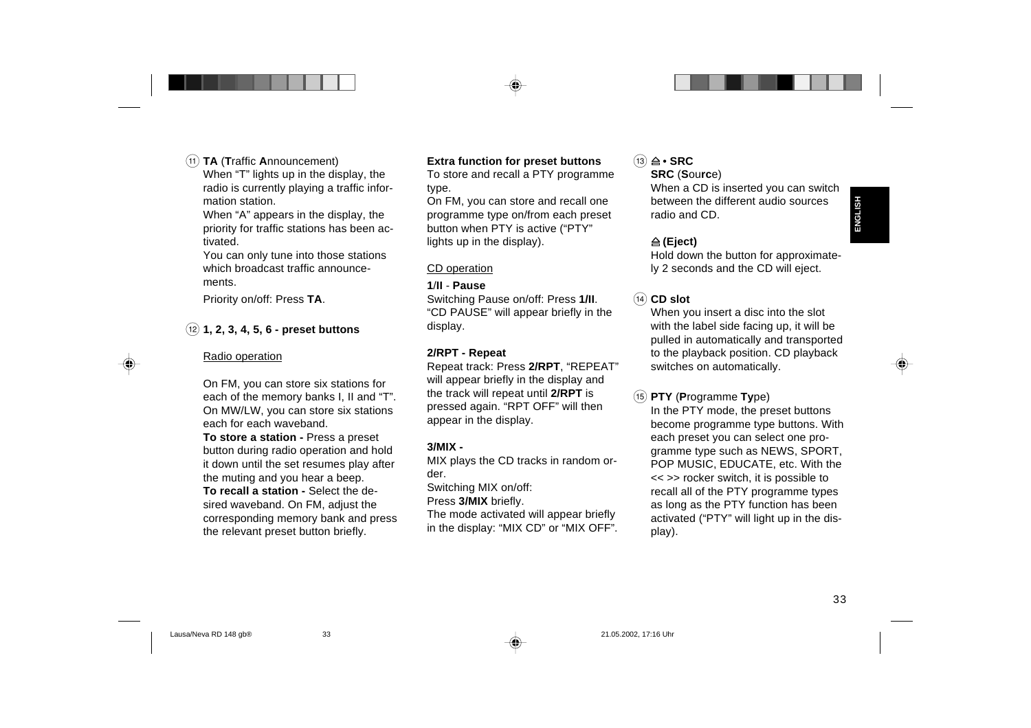⑪ **TA** (**T**raffic **A**nnouncement)

When "T" lights up in the display, the radio is currently playing a traffic information station.

When "A" appears in the display, the priority for traffic stations has been activated.

You can only tune into those stations which broadcast traffic announcements.

Priority on/off: Press **TA**.

⑫ **1, 2, 3, 4, 5, 6 - preset buttons**

Radio operation

On FM, you can store six stations for each of the memory banks I, II and "T". On MW/LW, you can store six stations each for each waveband.

**To store a station -** Press a preset button during radio operation and hold it down until the set resumes play after the muting and you hear a beep.

**To recall a station -** Select the desired waveband. On FM, adjust the corresponding memory bank and press the relevant preset button briefly.

**Extra function for preset buttons**

To store and recall a PTY programme type.

On FM, you can store and recall one programme type on/from each preset button when PTY is active ("PTY" lights up in the display).

CD operation

**1/II** - **Pause**

Switching Pause on/off: Press **1/II**. "CD PAUSE" will appear briefly in the display.

**2/RPT - Repeat**

Repeat track: Press **2/RPT**, "REPEAT" will appear briefly in the display and the track will repeat until **2/RPT** is pressed again. "RPT OFF" will then appear in the display.

**3/MIX -**

MIX plays the CD tracks in random order.

Switching MIX on/off:

Press **3/MIX** briefly.

The mode activated will appear briefly in the display: "MIX CD" or "MIX OFF".

⑬ **⏏ • SRC**

**SRC** (**S**ou**rc**e)

When a CD is inserted you can switch between the different audio sources radio and CD.

**⏏ (Eject)**

Hold down the button for approximately 2 seconds and the CD will eject.

⑭ **CD slot**

When you insert a disc into the slot with the label side facing up, it will be pulled in automatically and transported to the playback position. CD playback switches on automatically.

⑮ **PTY** (**P**rogramme **Ty**pe)

In the PTY mode, the preset buttons become programme type buttons. With each preset you can select one programme type such as NEWS, SPORT, POP MUSIC, EDUCATE, etc. With the << >> rocker switch, it is possible to recall all of the PTY programme types as long as the PTY function has been activated ("PTY" will light up in the display).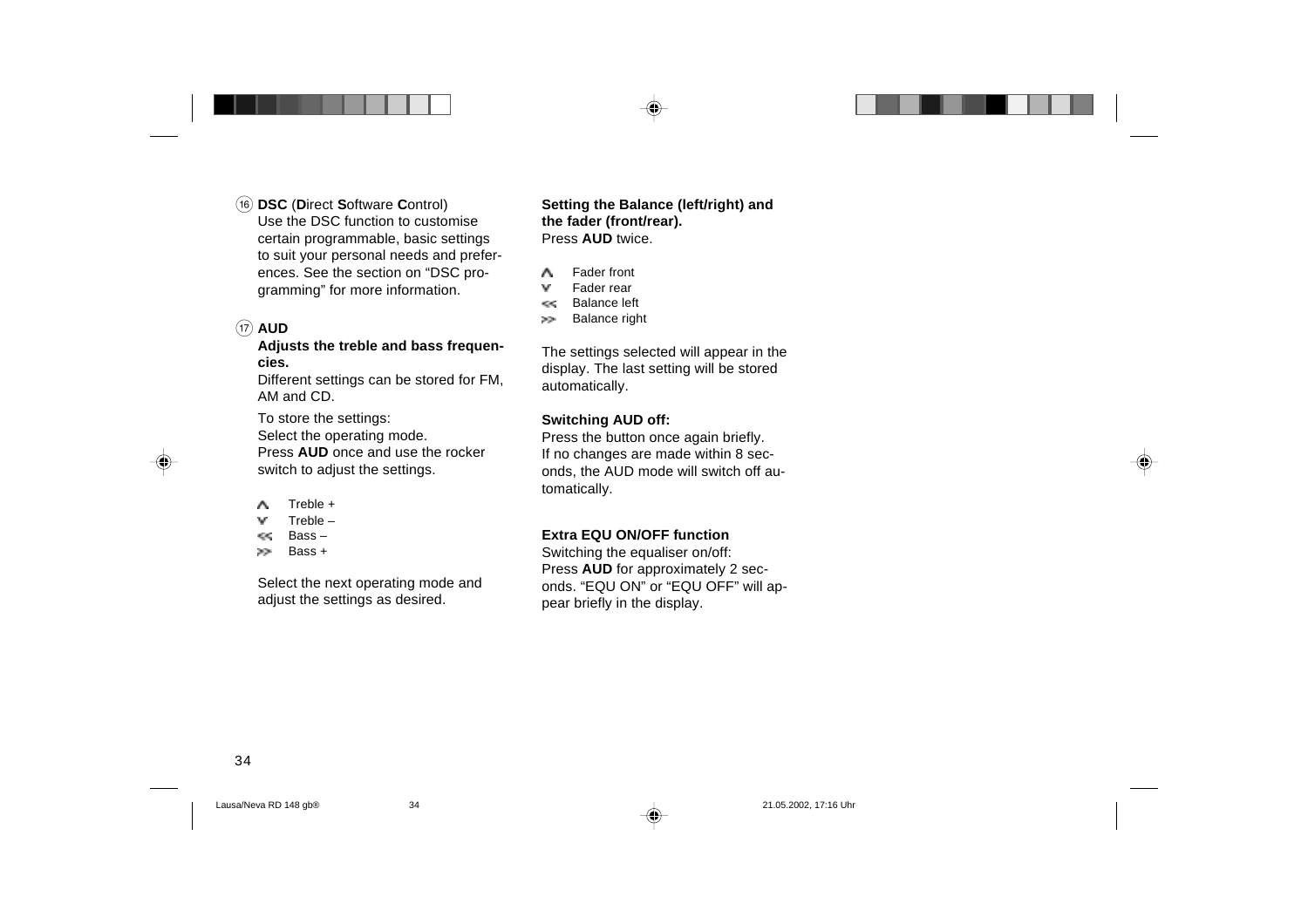⑯ **DSC** (**D**irect **S**oftware **C**ontrol)
Use the DSC function to customise certain programmable, basic settings to suit your personal needs and preferences. See the section on “DSC programming” for more information.

⑰ **AUD**
**Adjusts the treble and bass frequencies.**
Different settings can be stored for FM, AM and CD.

To store the settings:
Select the operating mode.
Press **AUD** once and use the rocker switch to adjust the settings.

- ⋀ Treble +
- ⋁ Treble –
- << Bass –
- >> Bass +

Select the next operating mode and adjust the settings as desired.

**Setting the Balance (left/right) and the fader (front/rear).**
Press **AUD** twice.

- ⋀ Fader front
- ⋁ Fader rear
- << Balance left
- >> Balance right

The settings selected will appear in the display. The last setting will be stored automatically.

**Switching AUD off:**
Press the button once again briefly.
If no changes are made within 8 seconds, the AUD mode will switch off automatically.

**Extra EQU ON/OFF function**
Switching the equaliser on/off:
Press **AUD** for approximately 2 seconds. “EQU ON” or “EQU OFF” will appear briefly in the display.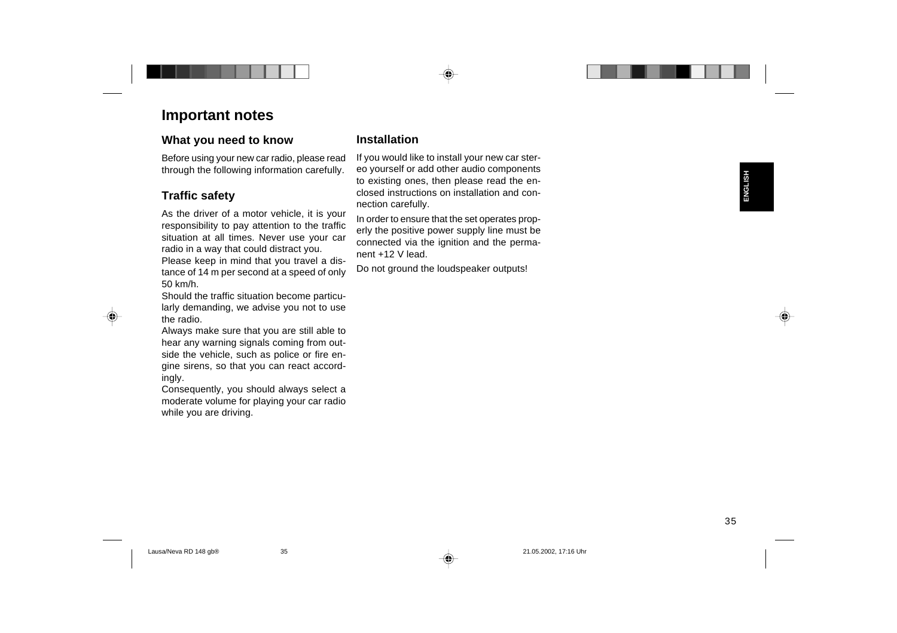# Important notes

## What you need to know

Before using your new car radio, please read through the following information carefully.

## Traffic safety

As the driver of a motor vehicle, it is your responsibility to pay attention to the traffic situation at all times. Never use your car radio in a way that could distract you.

Please keep in mind that you travel a distance of 14 m per second at a speed of only 50 km/h.

Should the traffic situation become particularly demanding, we advise you not to use the radio.

Always make sure that you are still able to hear any warning signals coming from outside the vehicle, such as police or fire engine sirens, so that you can react accordingly.

Consequently, you should always select a moderate volume for playing your car radio while you are driving.

## Installation

If you would like to install your new car stereo yourself or add other audio components to existing ones, then please read the enclosed instructions on installation and connection carefully.

In order to ensure that the set operates properly the positive power supply line must be connected via the ignition and the permanent +12 V lead.

Do not ground the loudspeaker outputs!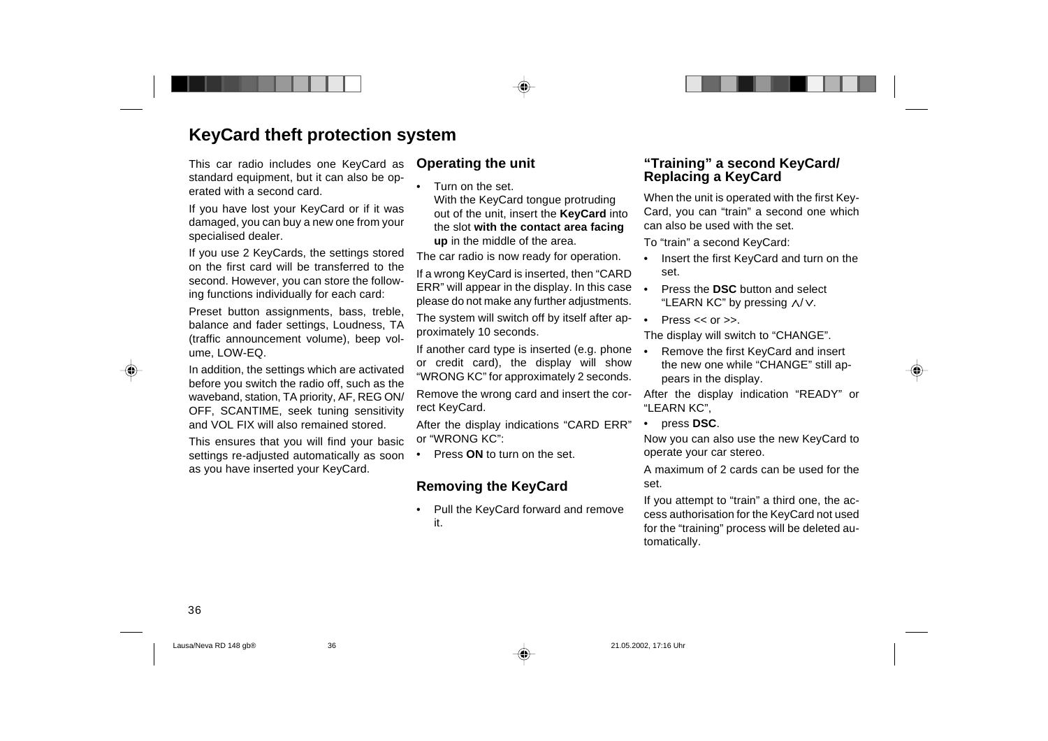# KeyCard theft protection system

This car radio includes one KeyCard as standard equipment, but it can also be operated with a second card.

If you have lost your KeyCard or if it was damaged, you can buy a new one from your specialised dealer.

If you use 2 KeyCards, the settings stored on the first card will be transferred to the second. However, you can store the following functions individually for each card:

Preset button assignments, bass, treble, balance and fader settings, Loudness, TA (traffic announcement volume), beep volume, LOW-EQ.

In addition, the settings which are activated before you switch the radio off, such as the waveband, station, TA priority, AF, REG ON/OFF, SCANTIME, seek tuning sensitivity and VOL FIX will also remained stored.

This ensures that you will find your basic settings re-adjusted automatically as soon as you have inserted your KeyCard.

## Operating the unit

- Turn on the set.
  With the KeyCard tongue protruding out of the unit, insert the **KeyCard** into the slot **with the contact area facing up** in the middle of the area.

The car radio is now ready for operation.

If a wrong KeyCard is inserted, then “CARD ERR” will appear in the display. In this case please do not make any further adjustments.

The system will switch off by itself after approximately 10 seconds.

If another card type is inserted (e.g. phone or credit card), the display will show “WRONG KC” for approximately 2 seconds.

Remove the wrong card and insert the correct KeyCard.

After the display indications “CARD ERR” or “WRONG KC”:

- Press **ON** to turn on the set.

## Removing the KeyCard

- Pull the KeyCard forward and remove it.

## “Training” a second KeyCard/ Replacing a KeyCard

When the unit is operated with the first KeyCard, you can “train” a second one which can also be used with the set.

To “train” a second KeyCard:

- Insert the first KeyCard and turn on the set.
- Press the **DSC** button and select “LEARN KC” by pressing ∧/∨.
- Press << or >>.

The display will switch to “CHANGE”.

- Remove the first KeyCard and insert the new one while “CHANGE” still appears in the display.

After the display indication “READY” or “LEARN KC”,

- press **DSC**.

Now you can also use the new KeyCard to operate your car stereo.

A maximum of 2 cards can be used for the set.

If you attempt to “train” a third one, the access authorisation for the KeyCard not used for the “training” process will be deleted automatically.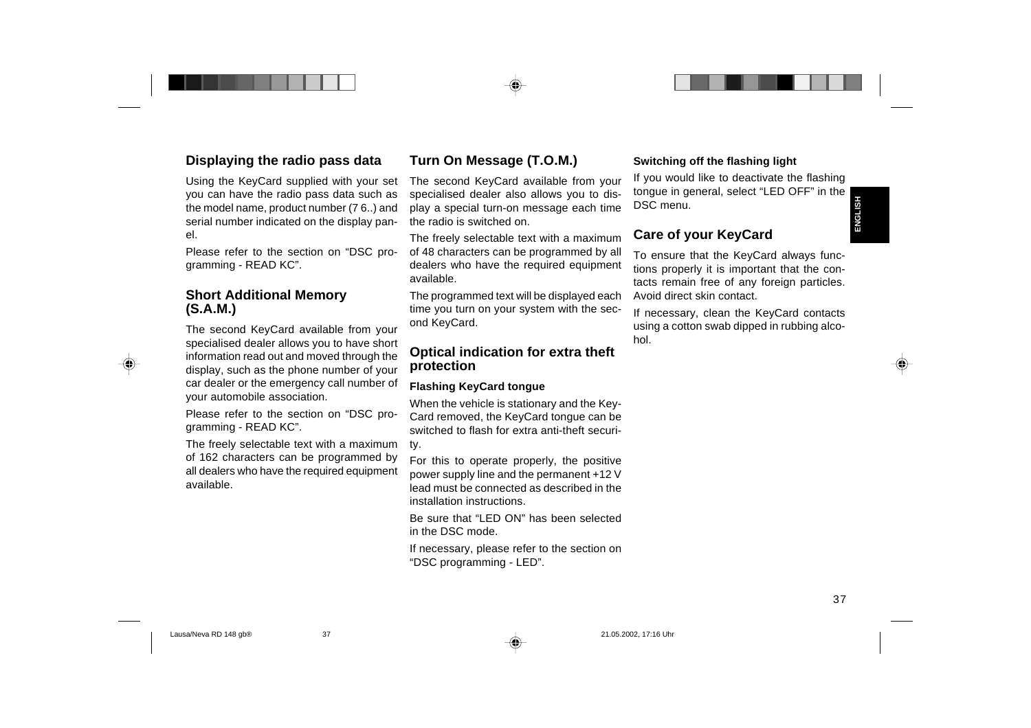## Displaying the radio pass data

Using the KeyCard supplied with your set you can have the radio pass data such as the model name, product number (7 6..) and serial number indicated on the display panel.

Please refer to the section on “DSC programming - READ KC”.

## Short Additional Memory (S.A.M.)

The second KeyCard available from your specialised dealer allows you to have short information read out and moved through the display, such as the phone number of your car dealer or the emergency call number of your automobile association.

Please refer to the section on “DSC programming - READ KC”.

The freely selectable text with a maximum of 162 characters can be programmed by all dealers who have the required equipment available.

## Turn On Message (T.O.M.)

The second KeyCard available from your specialised dealer also allows you to display a special turn-on message each time the radio is switched on.

The freely selectable text with a maximum of 48 characters can be programmed by all dealers who have the required equipment available.

The programmed text will be displayed each time you turn on your system with the second KeyCard.

## Optical indication for extra theft protection

### Flashing KeyCard tongue

When the vehicle is stationary and the KeyCard removed, the KeyCard tongue can be switched to flash for extra anti-theft security.

For this to operate properly, the positive power supply line and the permanent +12 V lead must be connected as described in the installation instructions.

Be sure that “LED ON” has been selected in the DSC mode.

If necessary, please refer to the section on “DSC programming - LED”.

### Switching off the flashing light

If you would like to deactivate the flashing tongue in general, select “LED OFF” in the DSC menu.

## Care of your KeyCard

To ensure that the KeyCard always functions properly it is important that the contacts remain free of any foreign particles. Avoid direct skin contact.

If necessary, clean the KeyCard contacts using a cotton swab dipped in rubbing alcohol.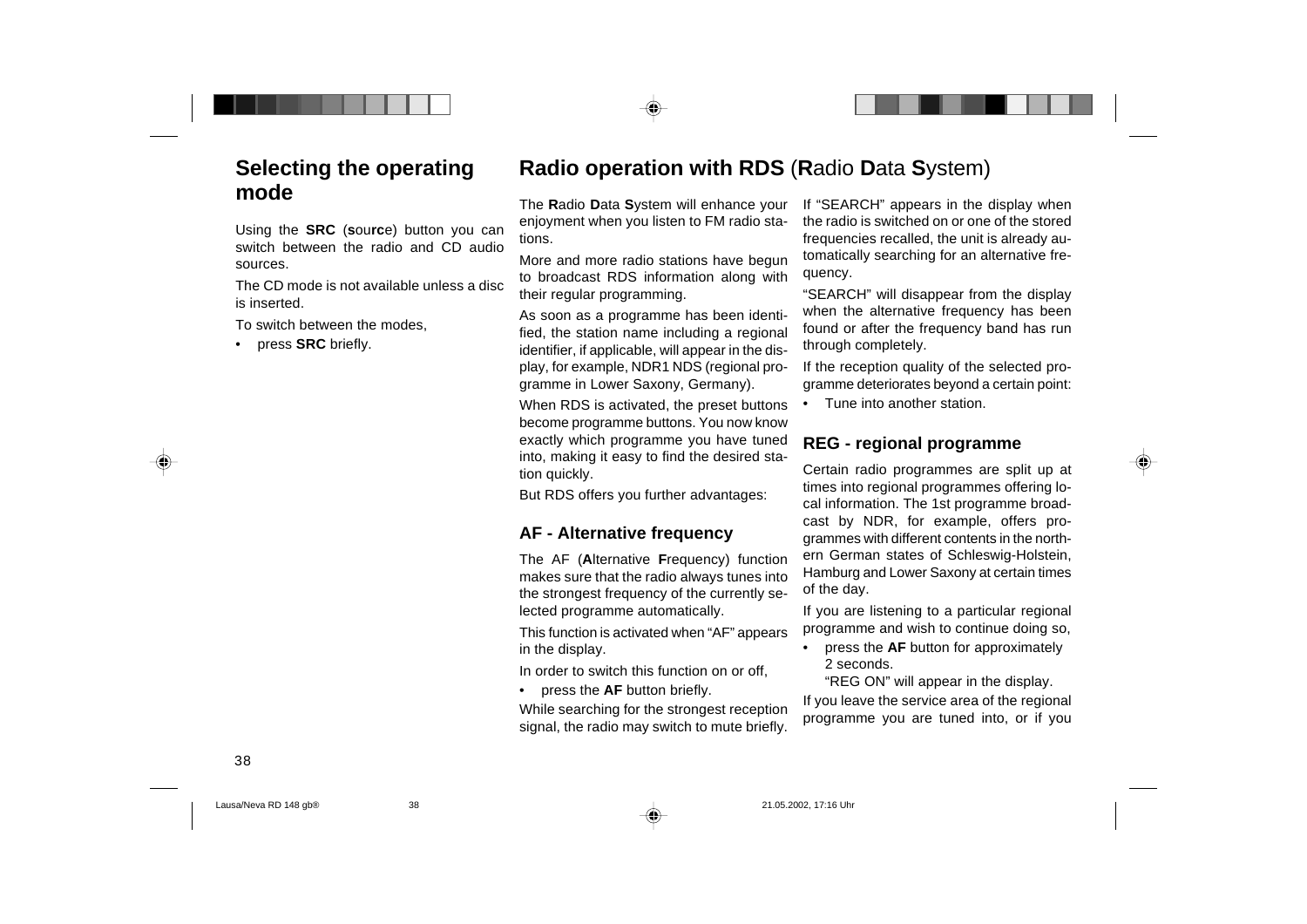## Selecting the operating mode

Using the **SRC** (**s**ou**rc**e) button you can switch between the radio and CD audio sources.

The CD mode is not available unless a disc is inserted.

To switch between the modes,

- press **SRC** briefly.

## Radio operation with RDS (**R**adio **D**ata **S**ystem)

The **R**adio **D**ata **S**ystem will enhance your enjoyment when you listen to FM radio stations.

More and more radio stations have begun to broadcast RDS information along with their regular programming.

As soon as a programme has been identified, the station name including a regional identifier, if applicable, will appear in the display, for example, NDR1 NDS (regional programme in Lower Saxony, Germany).

When RDS is activated, the preset buttons become programme buttons. You now know exactly which programme you have tuned into, making it easy to find the desired station quickly.

But RDS offers you further advantages:

### AF - Alternative frequency

The AF (**A**lternative **F**requency) function makes sure that the radio always tunes into the strongest frequency of the currently selected programme automatically.

This function is activated when “AF” appears in the display.

In order to switch this function on or off,

- press the **AF** button briefly.

While searching for the strongest reception signal, the radio may switch to mute briefly.

If “SEARCH” appears in the display when the radio is switched on or one of the stored frequencies recalled, the unit is already automatically searching for an alternative frequency.

“SEARCH” will disappear from the display when the alternative frequency has been found or after the frequency band has run through completely.

If the reception quality of the selected programme deteriorates beyond a certain point:

- Tune into another station.

### REG - regional programme

Certain radio programmes are split up at times into regional programmes offering local information. The 1st programme broadcast by NDR, for example, offers programmes with different contents in the northern German states of Schleswig-Holstein, Hamburg and Lower Saxony at certain times of the day.

If you are listening to a particular regional programme and wish to continue doing so,

- press the **AF** button for approximately 2 seconds.
  “REG ON” will appear in the display.

If you leave the service area of the regional programme you are tuned into, or if you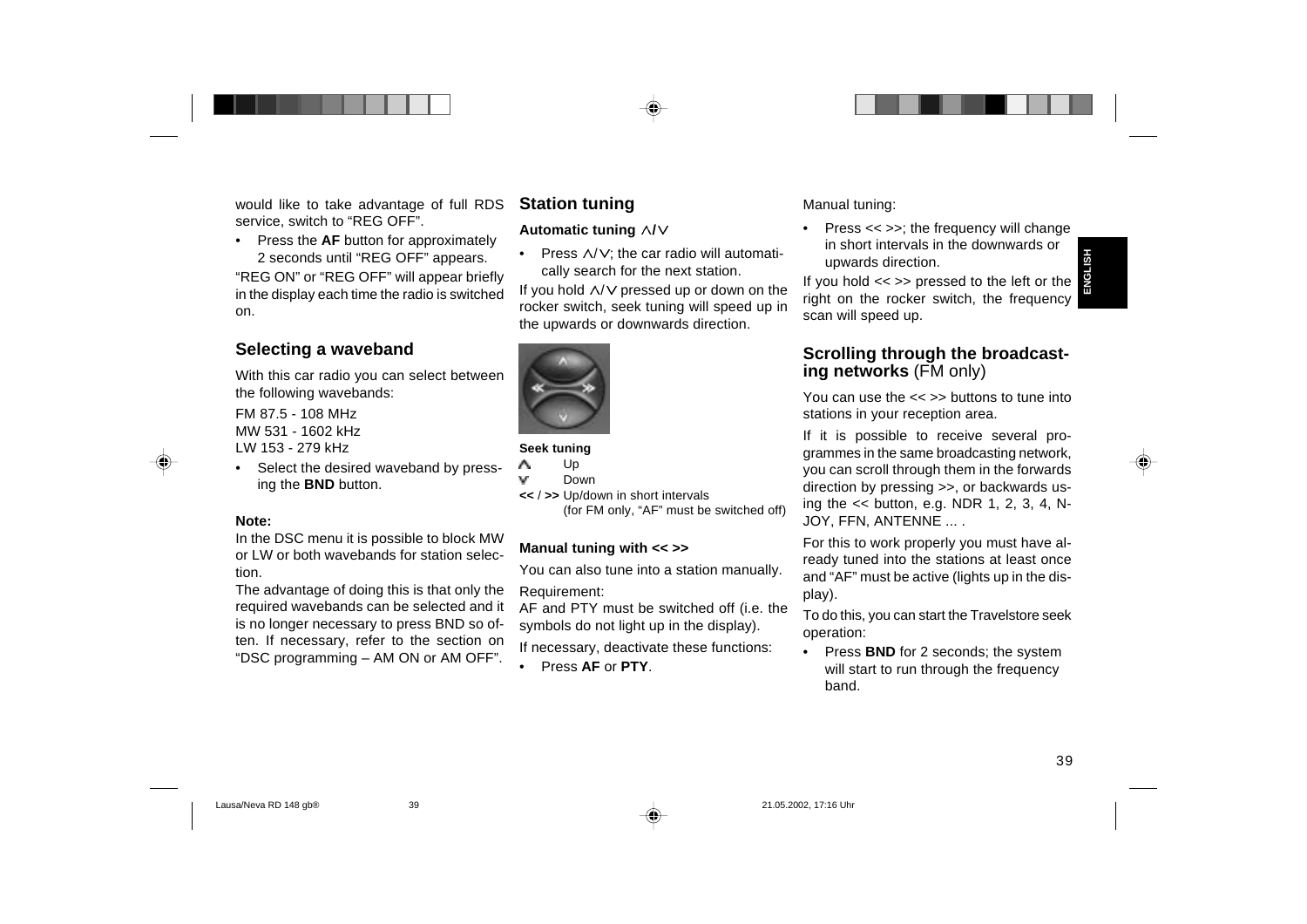would like to take advantage of full RDS service, switch to “REG OFF”.

- Press the **AF** button for approximately 2 seconds until “REG OFF” appears.

“REG ON” or “REG OFF” will appear briefly in the display each time the radio is switched on.

## Selecting a waveband

With this car radio you can select between the following wavebands:

FM 87.5 - 108 MHz
MW 531 - 1602 kHz
LW 153 - 279 kHz

- Select the desired waveband by pressing the **BND** button.

**Note:**
In the DSC menu it is possible to block MW or LW or both wavebands for station selection.
The advantage of doing this is that only the required wavebands can be selected and it is no longer necessary to press BND so often. If necessary, refer to the section on “DSC programming – AM ON or AM OFF”.

## Station tuning

### Automatic tuning ∧/∨

- Press ∧/∨; the car radio will automatically search for the next station.

If you hold ∧/∨ pressed up or down on the rocker switch, seek tuning will speed up in the upwards or downwards direction.

**Seek tuning**

∧ Up
∨ Down
**<< / >>** Up/down in short intervals (for FM only, “AF” must be switched off)

### Manual tuning with << >>

You can also tune into a station manually.

Requirement:
AF and PTY must be switched off (i.e. the symbols do not light up in the display).

If necessary, deactivate these functions:

- Press **AF** or **PTY**.

Manual tuning:

- Press << >>; the frequency will change in short intervals in the downwards or upwards direction.

If you hold << >> pressed to the left or the right on the rocker switch, the frequency scan will speed up.

## Scrolling through the broadcasting networks (FM only)

You can use the << >> buttons to tune into stations in your reception area.

If it is possible to receive several programmes in the same broadcasting network, you can scroll through them in the forwards direction by pressing >>, or backwards using the << button, e.g. NDR 1, 2, 3, 4, N-JOY, FFN, ANTENNE ... .

For this to work properly you must have already tuned into the stations at least once and “AF” must be active (lights up in the display).

To do this, you can start the Travelstore seek operation:

- Press **BND** for 2 seconds; the system will start to run through the frequency band.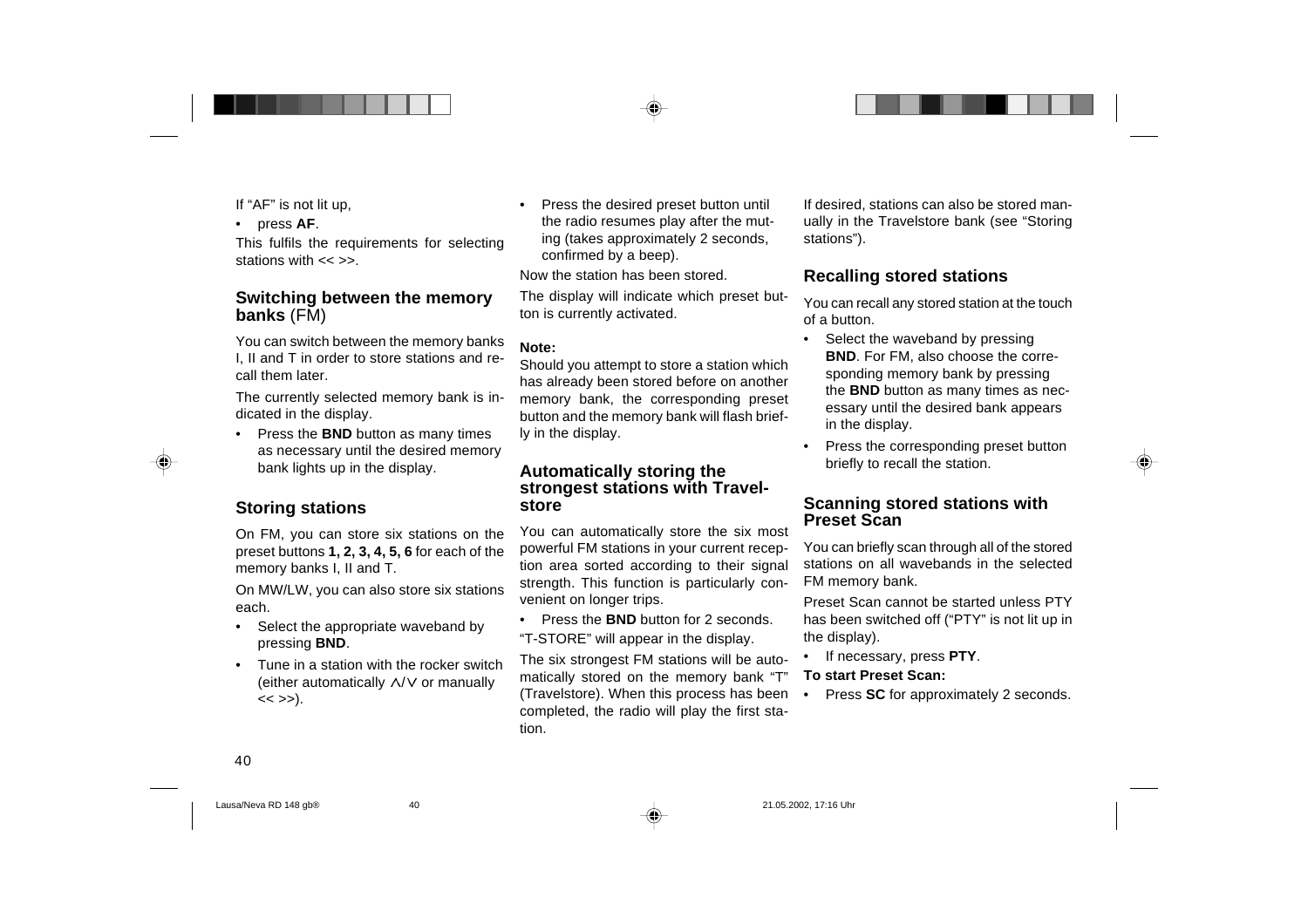If "AF" is not lit up,

- press **AF**.

This fulfils the requirements for selecting stations with << >>.

## Switching between the memory banks (FM)

You can switch between the memory banks I, II and T in order to store stations and recall them later.

The currently selected memory bank is indicated in the display.

- Press the **BND** button as many times as necessary until the desired memory bank lights up in the display.

## Storing stations

On FM, you can store six stations on the preset buttons **1, 2, 3, 4, 5, 6** for each of the memory banks I, II and T.

On MW/LW, you can also store six stations each.

- Select the appropriate waveband by pressing **BND**.
- Tune in a station with the rocker switch (either automatically ∧/∨ or manually << >>).
- Press the desired preset button until the radio resumes play after the muting (takes approximately 2 seconds, confirmed by a beep).

Now the station has been stored.

The display will indicate which preset button is currently activated.

**Note:**
Should you attempt to store a station which has already been stored before on another memory bank, the corresponding preset button and the memory bank will flash briefly in the display.

## Automatically storing the strongest stations with Travelstore

You can automatically store the six most powerful FM stations in your current reception area sorted according to their signal strength. This function is particularly convenient on longer trips.

- Press the **BND** button for 2 seconds.

"T-STORE" will appear in the display.

The six strongest FM stations will be automatically stored on the memory bank "T" (Travelstore). When this process has been completed, the radio will play the first station.

If desired, stations can also be stored manually in the Travelstore bank (see "Storing stations").

## Recalling stored stations

You can recall any stored station at the touch of a button.

- Select the waveband by pressing **BND**. For FM, also choose the corresponding memory bank by pressing the **BND** button as many times as necessary until the desired bank appears in the display.
- Press the corresponding preset button briefly to recall the station.

## Scanning stored stations with Preset Scan

You can briefly scan through all of the stored stations on all wavebands in the selected FM memory bank.

Preset Scan cannot be started unless PTY has been switched off ("PTY" is not lit up in the display).

- If necessary, press **PTY**.

**To start Preset Scan:**

- Press **SC** for approximately 2 seconds.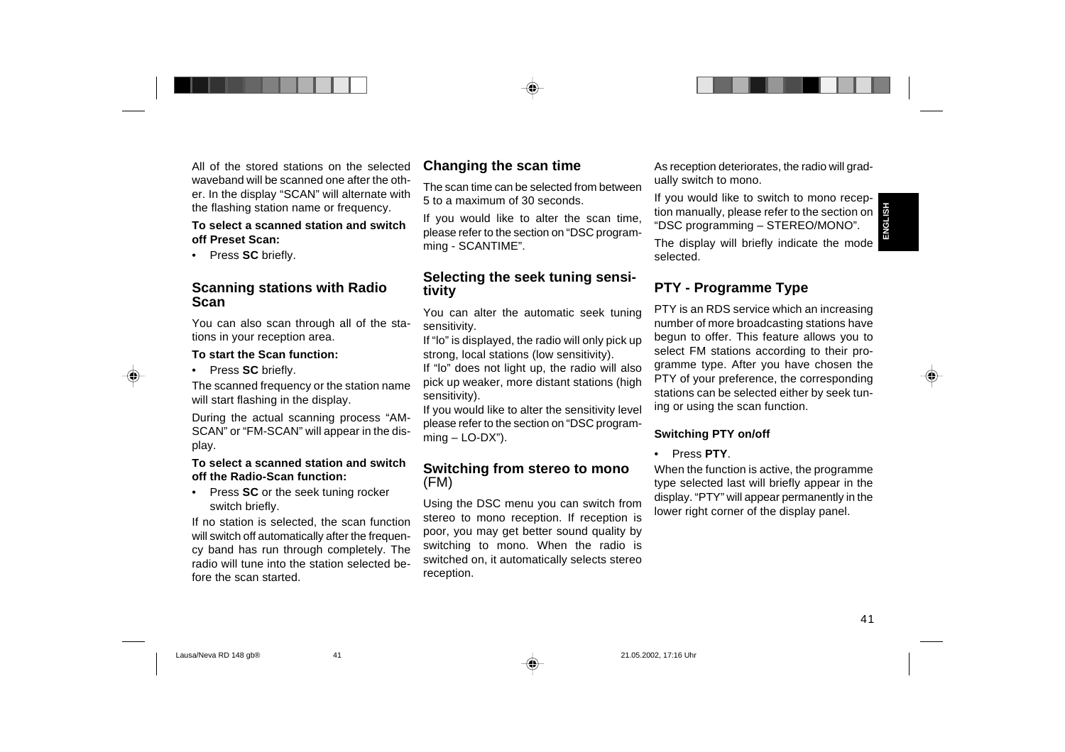All of the stored stations on the selected waveband will be scanned one after the other. In the display “SCAN” will alternate with the flashing station name or frequency.

**To select a scanned station and switch off Preset Scan:**

- Press **SC** briefly.

## Scanning stations with Radio Scan

You can also scan through all of the stations in your reception area.

**To start the Scan function:**

- Press **SC** briefly.

The scanned frequency or the station name will start flashing in the display.

During the actual scanning process “AM-SCAN” or “FM-SCAN” will appear in the display.

**To select a scanned station and switch off the Radio-Scan function:**

- Press **SC** or the seek tuning rocker switch briefly.

If no station is selected, the scan function will switch off automatically after the frequency band has run through completely. The radio will tune into the station selected before the scan started.

## Changing the scan time

The scan time can be selected from between 5 to a maximum of 30 seconds.

If you would like to alter the scan time, please refer to the section on “DSC programming - SCANTIME”.

## Selecting the seek tuning sensitivity

You can alter the automatic seek tuning sensitivity.

If “lo” is displayed, the radio will only pick up strong, local stations (low sensitivity).

If “lo” does not light up, the radio will also pick up weaker, more distant stations (high sensitivity).

If you would like to alter the sensitivity level please refer to the section on “DSC programming – LO-DX”).

## Switching from stereo to mono (FM)

Using the DSC menu you can switch from stereo to mono reception. If reception is poor, you may get better sound quality by switching to mono. When the radio is switched on, it automatically selects stereo reception.

As reception deteriorates, the radio will gradually switch to mono.

If you would like to switch to mono reception manually, please refer to the section on “DSC programming – STEREO/MONO”.

The display will briefly indicate the mode selected.

## PTY - Programme Type

PTY is an RDS service which an increasing number of more broadcasting stations have begun to offer. This feature allows you to select FM stations according to their programme type. After you have chosen the PTY of your preference, the corresponding stations can be selected either by seek tuning or using the scan function.

**Switching PTY on/off**

- Press **PTY**.

When the function is active, the programme type selected last will briefly appear in the display. “PTY” will appear permanently in the lower right corner of the display panel.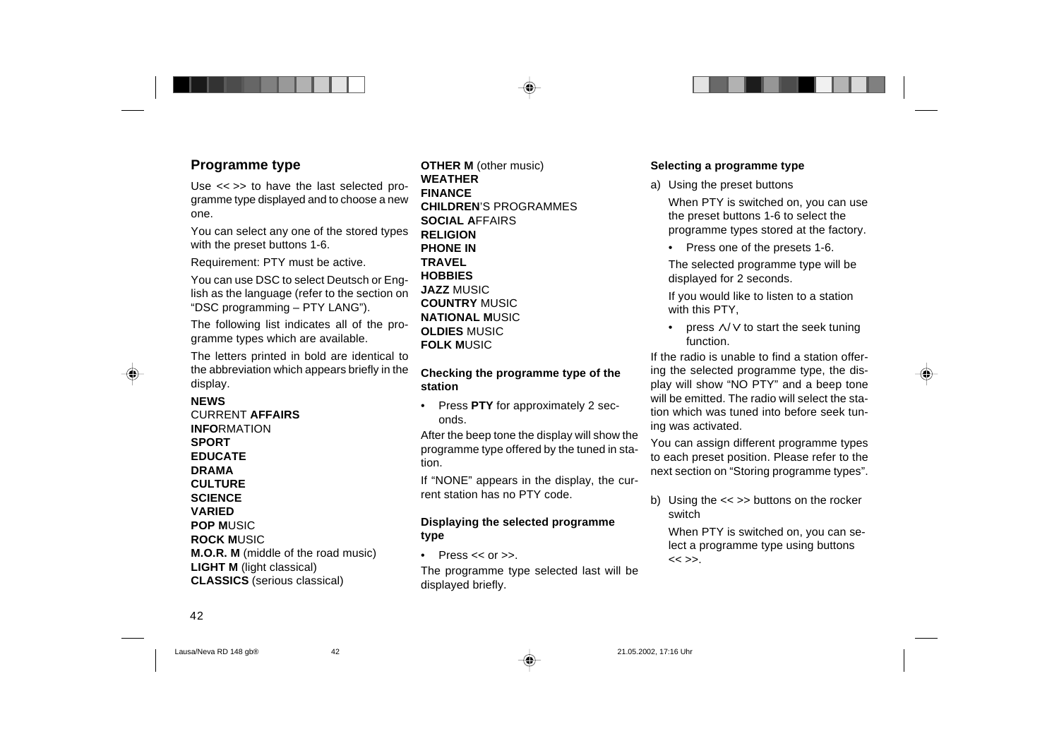## Programme type

Use << >> to have the last selected programme type displayed and to choose a new one.

You can select any one of the stored types with the preset buttons 1-6.

Requirement: PTY must be active.

You can use DSC to select Deutsch or English as the language (refer to the section on “DSC programming – PTY LANG”).

The following list indicates all of the programme types which are available.

The letters printed in bold are identical to the abbreviation which appears briefly in the display.

**NEWS**
CURRENT **AFFAIRS**
**INFO**RMATION
**SPORT**
**EDUCATE**
**DRAMA**
**CULTURE**
**SCIENCE**
**VARIED**
**POP M**USIC
**ROCK M**USIC
**M.O.R. M** (middle of the road music)
**LIGHT M** (light classical)
**CLASSICS** (serious classical)
**OTHER M** (other music)
**WEATHER**
**FINANCE**
**CHILDREN**'S PROGRAMMES
**SOCIAL A**FFAIRS
**RELIGION**
**PHONE IN**
**TRAVEL**
**HOBBIES**
**JAZZ** MUSIC
**COUNTRY** MUSIC
**NATIONAL M**USIC
**OLDIES** MUSIC
**FOLK M**USIC

#### Checking the programme type of the station

- Press **PTY** for approximately 2 seconds.

After the beep tone the display will show the programme type offered by the tuned in station.

If “NONE” appears in the display, the current station has no PTY code.

#### Displaying the selected programme type

- Press << or >>.

The programme type selected last will be displayed briefly.

#### Selecting a programme type

a) Using the preset buttons

When PTY is switched on, you can use the preset buttons 1-6 to select the programme types stored at the factory.

- Press one of the presets 1-6.

The selected programme type will be displayed for 2 seconds.

If you would like to listen to a station with this PTY,

- press ∧/∨ to start the seek tuning function.

If the radio is unable to find a station offering the selected programme type, the display will show “NO PTY” and a beep tone will be emitted. The radio will select the station which was tuned into before seek tuning was activated.

You can assign different programme types to each preset position. Please refer to the next section on “Storing programme types”.

b) Using the << >> buttons on the rocker switch

When PTY is switched on, you can select a programme type using buttons << >>.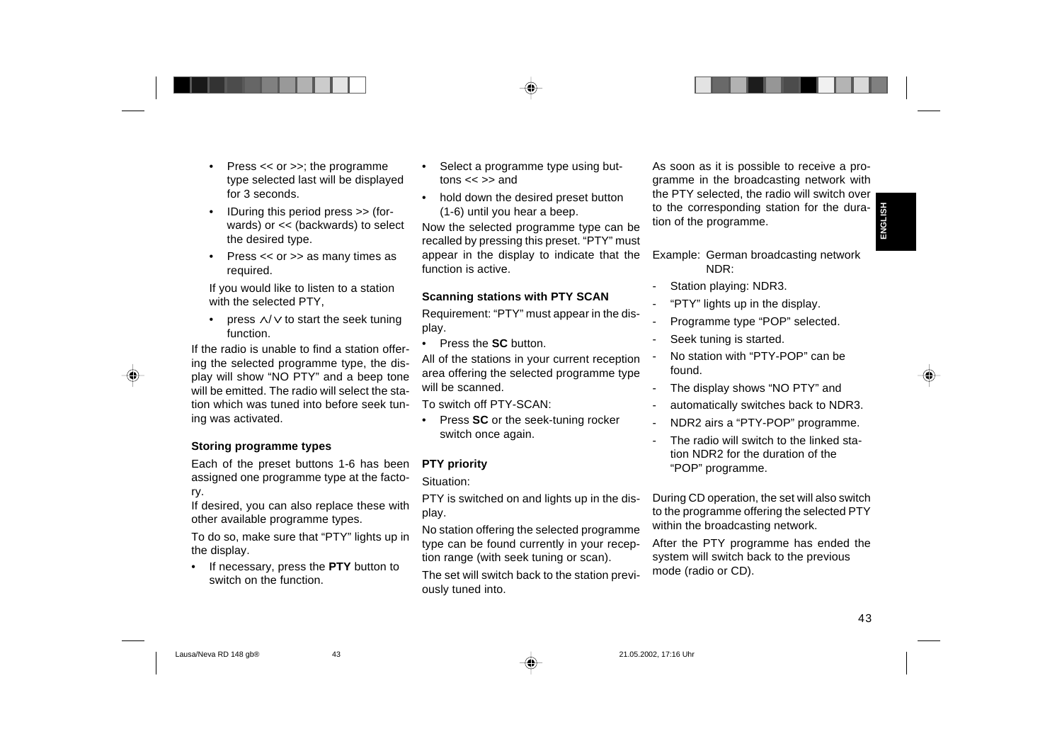- Press << or >>; the programme type selected last will be displayed for 3 seconds.
- IDuring this period press >> (forwards) or << (backwards) to select the desired type.
- Press << or >> as many times as required.

If you would like to listen to a station with the selected PTY,

- press ∧/∨ to start the seek tuning function.

If the radio is unable to find a station offering the selected programme type, the display will show “NO PTY” and a beep tone will be emitted. The radio will select the station which was tuned into before seek tuning was activated.

### Storing programme types

Each of the preset buttons 1-6 has been assigned one programme type at the factory.

If desired, you can also replace these with other available programme types.

To do so, make sure that “PTY” lights up in the display.

- If necessary, press the **PTY** button to switch on the function.
- Select a programme type using buttons << >> and
- hold down the desired preset button (1-6) until you hear a beep.

Now the selected programme type can be recalled by pressing this preset. “PTY” must appear in the display to indicate that the function is active.

### Scanning stations with PTY SCAN

Requirement: “PTY” must appear in the display.

- Press the **SC** button.

All of the stations in your current reception area offering the selected programme type will be scanned.

To switch off PTY-SCAN:

- Press **SC** or the seek-tuning rocker switch once again.

### PTY priority

Situation:

PTY is switched on and lights up in the display.

No station offering the selected programme type can be found currently in your reception range (with seek tuning or scan).

The set will switch back to the station previously tuned into.

As soon as it is possible to receive a programme in the broadcasting network with the PTY selected, the radio will switch over to the corresponding station for the duration of the programme.

Example: German broadcasting network NDR:

- Station playing: NDR3.
- “PTY” lights up in the display.
- Programme type “POP” selected.
- Seek tuning is started.
- No station with “PTY-POP” can be found.
- The display shows “NO PTY” and
- automatically switches back to NDR3.
- NDR2 airs a “PTY-POP” programme.
- The radio will switch to the linked station NDR2 for the duration of the “POP” programme.

During CD operation, the set will also switch to the programme offering the selected PTY within the broadcasting network.

After the PTY programme has ended the system will switch back to the previous mode (radio or CD).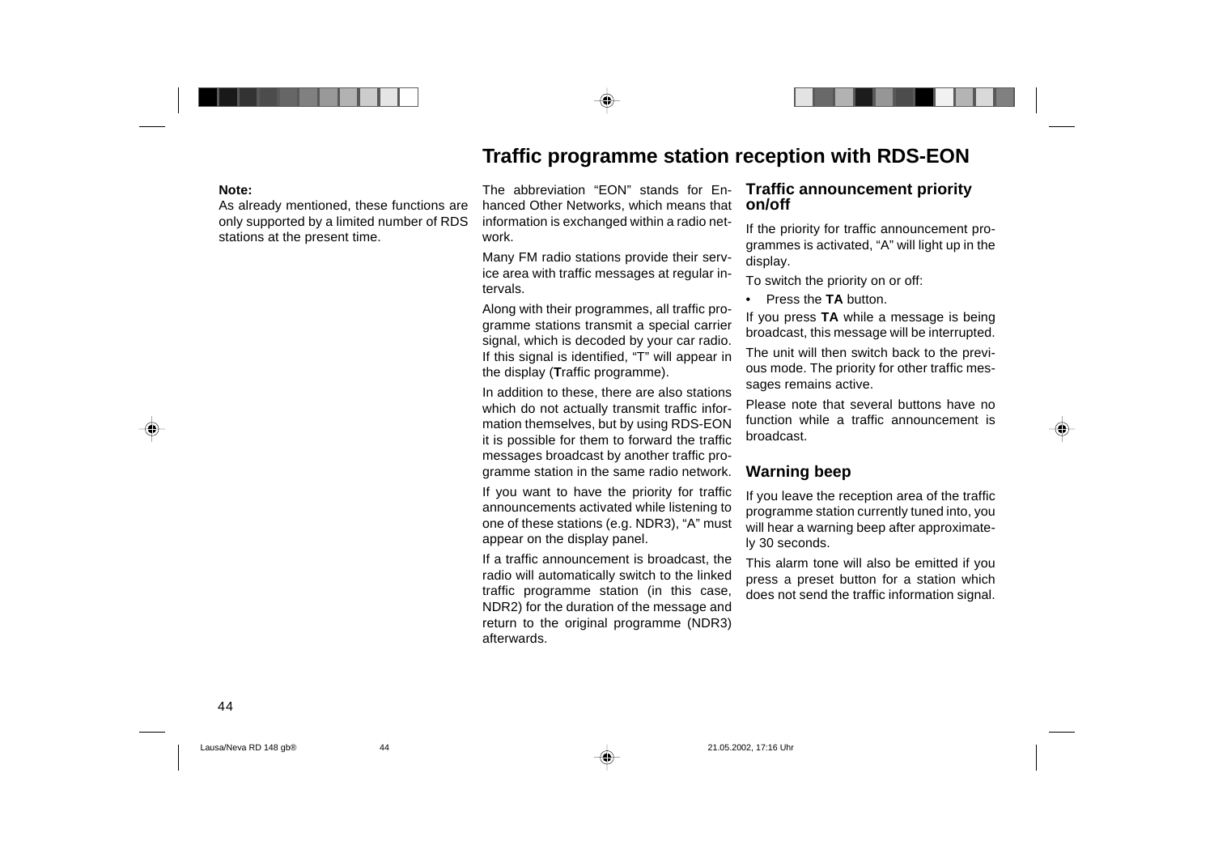# Traffic programme station reception with RDS-EON

**Note:**
As already mentioned, these functions are only supported by a limited number of RDS stations at the present time.

The abbreviation “EON” stands for Enhanced Other Networks, which means that information is exchanged within a radio network.

Many FM radio stations provide their service area with traffic messages at regular intervals.

Along with their programmes, all traffic programme stations transmit a special carrier signal, which is decoded by your car radio. If this signal is identified, “T” will appear in the display (**T**raffic programme).

In addition to these, there are also stations which do not actually transmit traffic information themselves, but by using RDS-EON it is possible for them to forward the traffic messages broadcast by another traffic programme station in the same radio network.

If you want to have the priority for traffic announcements activated while listening to one of these stations (e.g. NDR3), “A” must appear on the display panel.

If a traffic announcement is broadcast, the radio will automatically switch to the linked traffic programme station (in this case, NDR2) for the duration of the message and return to the original programme (NDR3) afterwards.

## Traffic announcement priority on/off

If the priority for traffic announcement programmes is activated, “A” will light up in the display.

To switch the priority on or off:

- Press the **TA** button.

If you press **TA** while a message is being broadcast, this message will be interrupted.

The unit will then switch back to the previous mode. The priority for other traffic messages remains active.

Please note that several buttons have no function while a traffic announcement is broadcast.

## Warning beep

If you leave the reception area of the traffic programme station currently tuned into, you will hear a warning beep after approximately 30 seconds.

This alarm tone will also be emitted if you press a preset button for a station which does not send the traffic information signal.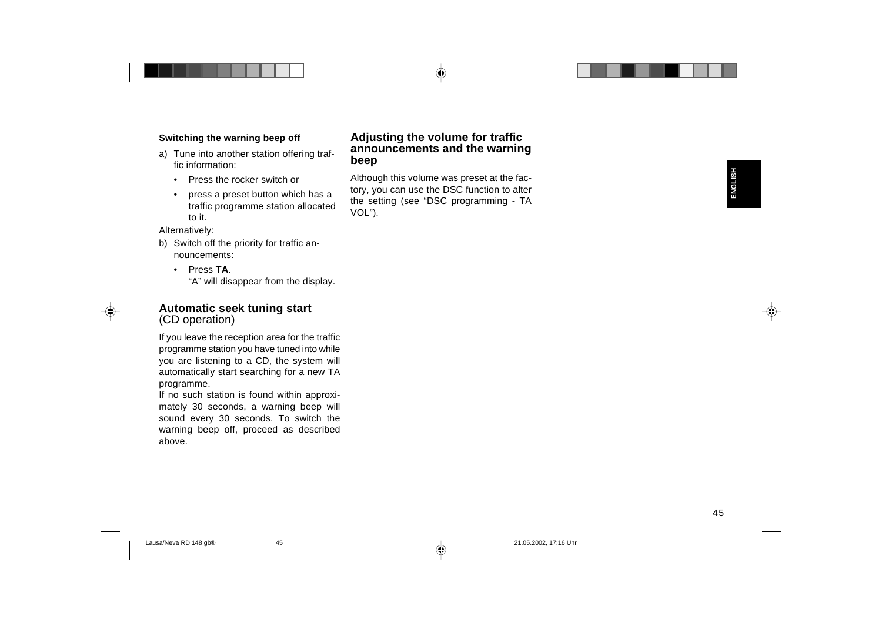#### Switching the warning beep off

a) Tune into another station offering traffic information:

   - Press the rocker switch or
   - press a preset button which has a traffic programme station allocated to it.

Alternatively:

b) Switch off the priority for traffic announcements:

   - Press **TA**.
     "A" will disappear from the display.

### Automatic seek tuning start
(CD operation)

If you leave the reception area for the traffic programme station you have tuned into while you are listening to a CD, the system will automatically start searching for a new TA programme.
If no such station is found within approximately 30 seconds, a warning beep will sound every 30 seconds. To switch the warning beep off, proceed as described above.

### Adjusting the volume for traffic announcements and the warning beep

Although this volume was preset at the factory, you can use the DSC function to alter the setting (see "DSC programming - TA VOL").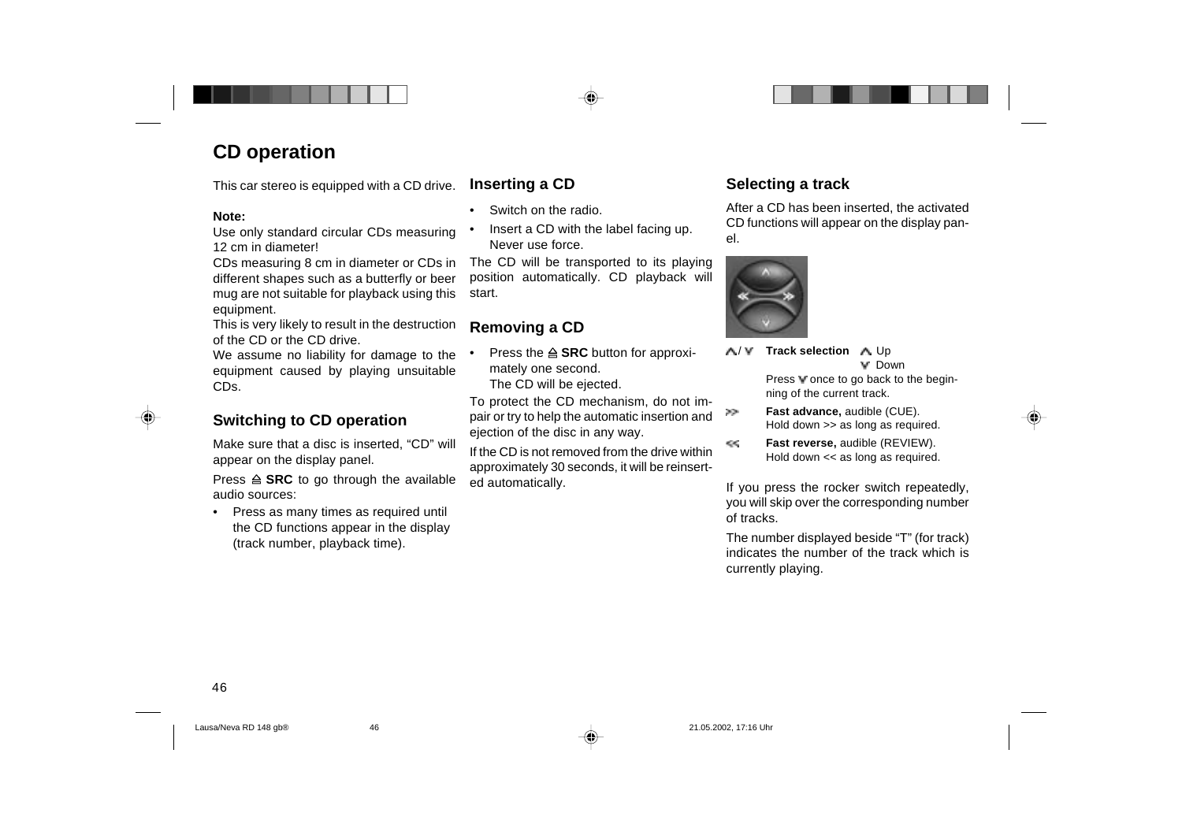# CD operation

This car stereo is equipped with a CD drive.

**Note:**

Use only standard circular CDs measuring 12 cm in diameter!

CDs measuring 8 cm in diameter or CDs in different shapes such as a butterfly or beer mug are not suitable for playback using this equipment.

This is very likely to result in the destruction of the CD or the CD drive.

We assume no liability for damage to the equipment caused by playing unsuitable CDs.

## Switching to CD operation

Make sure that a disc is inserted, "CD" will appear on the display panel.

Press ⏏ **SRC** to go through the available audio sources:

- Press as many times as required until the CD functions appear in the display (track number, playback time).

## Inserting a CD

- Switch on the radio.
- Insert a CD with the label facing up. Never use force.

The CD will be transported to its playing position automatically. CD playback will start.

## Removing a CD

- Press the ⏏ **SRC** button for approximately one second. The CD will be ejected.

To protect the CD mechanism, do not impair or try to help the automatic insertion and ejection of the disc in any way.

If the CD is not removed from the drive within approximately 30 seconds, it will be reinserted automatically.

## Selecting a track

After a CD has been inserted, the activated CD functions will appear on the display panel.

| | |
|---|---|
| ∧ / ∨ | **Track selection** ∧ Up, ∨ Down<br>Press ∨ once to go back to the beginning of the current track. |
| >> | **Fast advance,** audible (CUE).<br>Hold down >> as long as required. |
| << | **Fast reverse,** audible (REVIEW).<br>Hold down << as long as required. |

If you press the rocker switch repeatedly, you will skip over the corresponding number of tracks.

The number displayed beside "T" (for track) indicates the number of the track which is currently playing.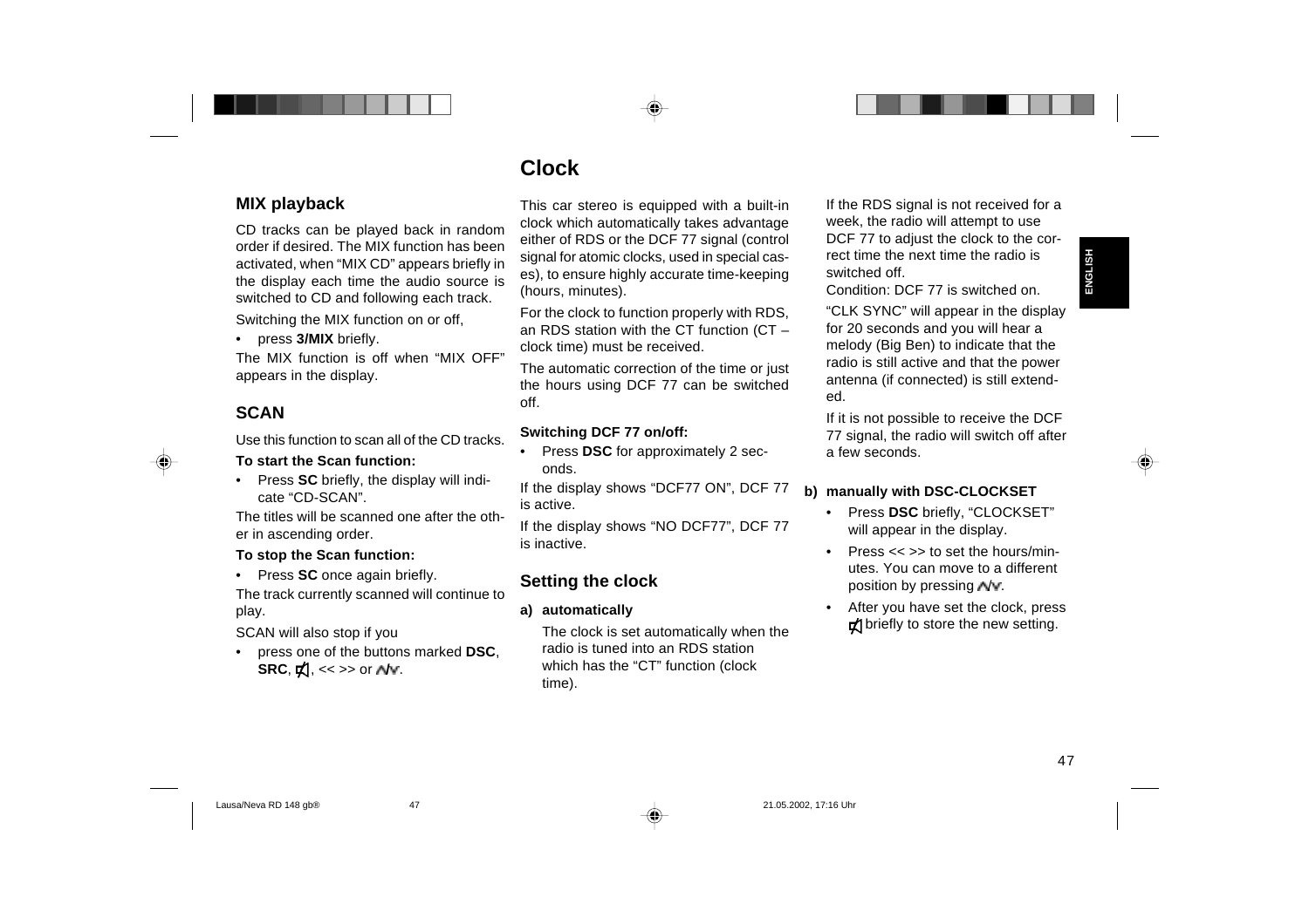## MIX playback

CD tracks can be played back in random order if desired. The MIX function has been activated, when “MIX CD” appears briefly in the display each time the audio source is switched to CD and following each track.

Switching the MIX function on or off,

- press **3/MIX** briefly.

The MIX function is off when “MIX OFF” appears in the display.

## SCAN

Use this function to scan all of the CD tracks.

**To start the Scan function:**

- Press **SC** briefly, the display will indicate “CD-SCAN”.

The titles will be scanned one after the other in ascending order.

**To stop the Scan function:**

- Press **SC** once again briefly.

The track currently scanned will continue to play.

SCAN will also stop if you

- press one of the buttons marked **DSC**, **SRC**, mute button, << >> or up/down buttons.

# Clock

This car stereo is equipped with a built-in clock which automatically takes advantage either of RDS or the DCF 77 signal (control signal for atomic clocks, used in special cases), to ensure highly accurate time-keeping (hours, minutes).

For the clock to function properly with RDS, an RDS station with the CT function (CT – clock time) must be received.

The automatic correction of the time or just the hours using DCF 77 can be switched off.

**Switching DCF 77 on/off:**

- Press **DSC** for approximately 2 seconds.

If the display shows “DCF77 ON”, DCF 77 is active.

If the display shows “NO DCF77”, DCF 77 is inactive.

## Setting the clock

**a) automatically**

The clock is set automatically when the radio is tuned into an RDS station which has the “CT” function (clock time).

If the RDS signal is not received for a week, the radio will attempt to use DCF 77 to adjust the clock to the correct time the next time the radio is switched off.
Condition: DCF 77 is switched on.

“CLK SYNC” will appear in the display for 20 seconds and you will hear a melody (Big Ben) to indicate that the radio is still active and that the power antenna (if connected) is still extended.

If it is not possible to receive the DCF 77 signal, the radio will switch off after a few seconds.

**b) manually with DSC-CLOCKSET**

- Press **DSC** briefly, “CLOCKSET” will appear in the display.
- Press << >> to set the hours/minutes. You can move to a different position by pressing up/down buttons.
- After you have set the clock, press mute button briefly to store the new setting.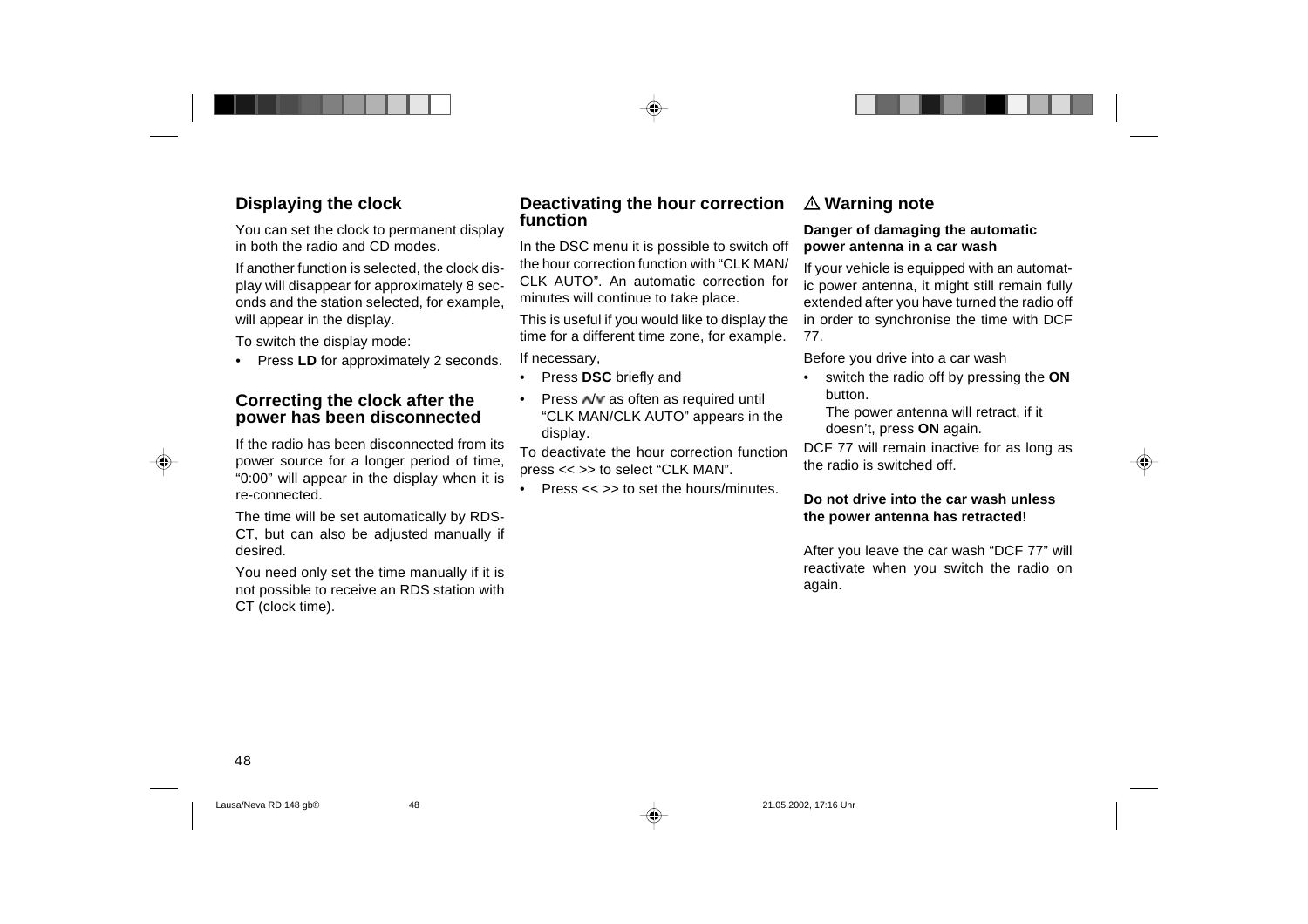## Displaying the clock

You can set the clock to permanent display in both the radio and CD modes.

If another function is selected, the clock display will disappear for approximately 8 seconds and the station selected, for example, will appear in the display.

To switch the display mode:

- Press **LD** for approximately 2 seconds.

## Correcting the clock after the power has been disconnected

If the radio has been disconnected from its power source for a longer period of time, “0:00” will appear in the display when it is re-connected.

The time will be set automatically by RDS-CT, but can also be adjusted manually if desired.

You need only set the time manually if it is not possible to receive an RDS station with CT (clock time).

## Deactivating the hour correction function

In the DSC menu it is possible to switch off the hour correction function with “CLK MAN/ CLK AUTO”. An automatic correction for minutes will continue to take place.

This is useful if you would like to display the time for a different time zone, for example.

If necessary,

- Press **DSC** briefly and
- Press ∧/∨ as often as required until “CLK MAN/CLK AUTO” appears in the display.

To deactivate the hour correction function press << >> to select “CLK MAN”.

- Press << >> to set the hours/minutes.

## ⚠ Warning note

**Danger of damaging the automatic power antenna in a car wash**

If your vehicle is equipped with an automatic power antenna, it might still remain fully extended after you have turned the radio off in order to synchronise the time with DCF 77.

Before you drive into a car wash

- switch the radio off by pressing the **ON** button.
  The power antenna will retract, if it doesn’t, press **ON** again.

DCF 77 will remain inactive for as long as the radio is switched off.

**Do not drive into the car wash unless the power antenna has retracted!**

After you leave the car wash “DCF 77” will reactivate when you switch the radio on again.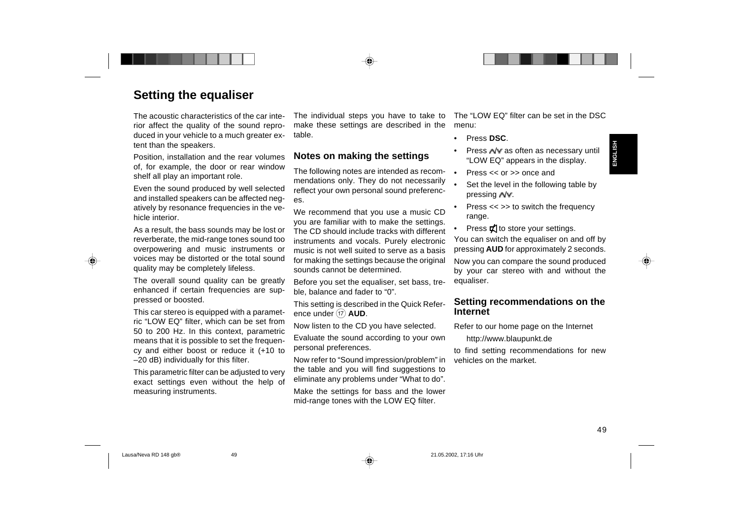# Setting the equaliser

The acoustic characteristics of the car interior affect the quality of the sound produced in your vehicle to a much greater extent than the speakers.

Position, installation and the rear volumes of, for example, the door or rear window shelf all play an important role.

Even the sound produced by well selected and installed speakers can be affected negatively by resonance frequencies in the vehicle interior.

As a result, the bass sounds may be lost or reverberate, the mid-range tones sound too overpowering and music instruments or voices may be distorted or the total sound quality may be completely lifeless.

The overall sound quality can be greatly enhanced if certain frequencies are suppressed or boosted.

This car stereo is equipped with a parametric "LOW EQ" filter, which can be set from 50 to 200 Hz. In this context, parametric means that it is possible to set the frequency and either boost or reduce it (+10 to –20 dB) individually for this filter.

This parametric filter can be adjusted to very exact settings even without the help of measuring instruments.

The individual steps you have to take to make these settings are described in the table.

## Notes on making the settings

The following notes are intended as recommendations only. They do not necessarily reflect your own personal sound preferences.

We recommend that you use a music CD you are familiar with to make the settings. The CD should include tracks with different instruments and vocals. Purely electronic music is not well suited to serve as a basis for making the settings because the original sounds cannot be determined.

Before you set the equaliser, set bass, treble, balance and fader to "0".

This setting is described in the Quick Reference under (17) **AUD**.

Now listen to the CD you have selected.

Evaluate the sound according to your own personal preferences.

Now refer to "Sound impression/problem" in the table and you will find suggestions to eliminate any problems under "What to do".

Make the settings for bass and the lower mid-range tones with the LOW EQ filter.

The "LOW EQ" filter can be set in the DSC menu:

- Press **DSC**.
- Press ∧/∨ as often as necessary until "LOW EQ" appears in the display.
- Press << or >> once and
- Set the level in the following table by pressing ∧/∨.
- Press << >> to switch the frequency range.
- Press 🔇 to store your settings.

You can switch the equaliser on and off by pressing **AUD** for approximately 2 seconds.

Now you can compare the sound produced by your car stereo with and without the equaliser.

## Setting recommendations on the Internet

Refer to our home page on the Internet

http://www.blaupunkt.de

to find setting recommendations for new vehicles on the market.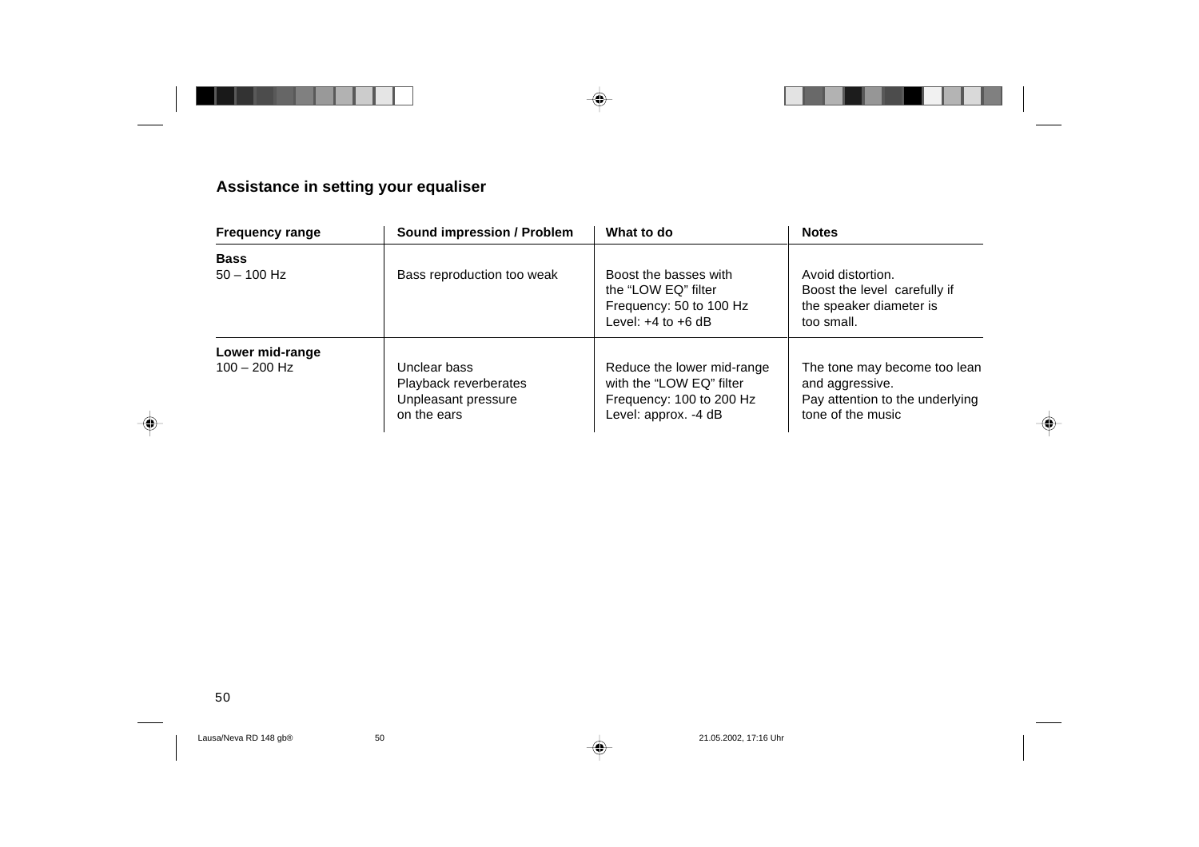## Assistance in setting your equaliser

| Frequency range | Sound impression / Problem | What to do | Notes |
|---|---|---|---|
| **Bass**<br>50 – 100 Hz | Bass reproduction too weak | Boost the basses with the “LOW EQ” filter<br>Frequency: 50 to 100 Hz<br>Level: +4 to +6 dB | Avoid distortion.<br>Boost the level carefully if the speaker diameter is too small. |
| **Lower mid-range**<br>100 – 200 Hz | Unclear bass<br>Playback reverberates<br>Unpleasant pressure on the ears | Reduce the lower mid-range with the “LOW EQ” filter<br>Frequency: 100 to 200 Hz<br>Level: approx. -4 dB | The tone may become too lean and aggressive.<br>Pay attention to the underlying tone of the music |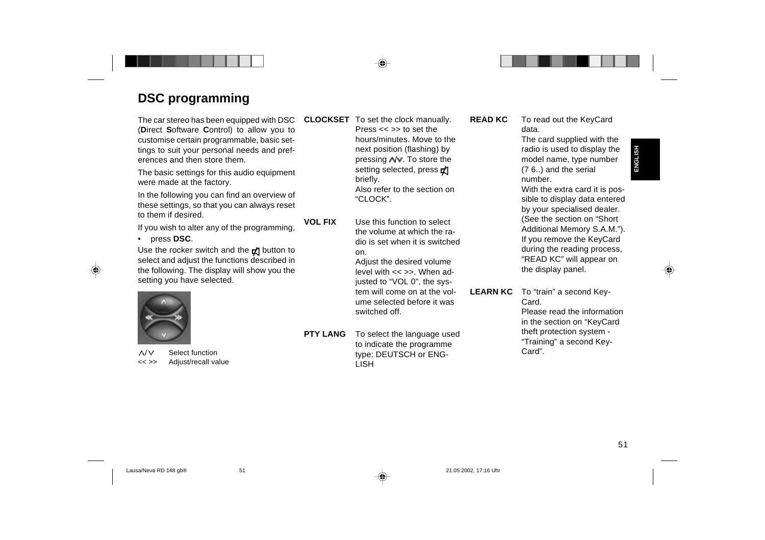# DSC programming

The car stereo has been equipped with DSC (**D**irect **S**oftware **C**ontrol) to allow you to customise certain programmable, basic settings to suit your personal needs and preferences and then store them.

The basic settings for this audio equipment were made at the factory.

In the following you can find an overview of these settings, so that you can always reset to them if desired.

If you wish to alter any of the programming,

- press **DSC**.

Use the rocker switch and the ◁ button to select and adjust the functions described in the following. The display will show you the setting you have selected.

| | |
|---|---|
| ∧/∨ | Select function |
| << >> | Adjust/recall value |

**CLOCKSET** To set the clock manually. Press << >> to set the hours/minutes. Move to the next position (flashing) by pressing ∧/∨. To store the setting selected, press ◁ briefly.
Also refer to the section on "CLOCK".

**VOL FIX** Use this function to select the volume at which the radio is set when it is switched on.
Adjust the desired volume level with << >>. When adjusted to "VOL 0", the system will come on at the volume selected before it was switched off.

**PTY LANG** To select the language used to indicate the programme type: DEUTSCH or ENGLISH

**READ KC** To read out the KeyCard data.
The card supplied with the radio is used to display the model name, type number (7 6..) and the serial number.
With the extra card it is possible to display data entered by your specialised dealer. (See the section on "Short Additional Memory S.A.M.").
If you remove the KeyCard during the reading process, "READ KC" will appear on the display panel.

**LEARN KC** To "train" a second KeyCard.
Please read the information in the section on "KeyCard theft protection system - "Training" a second KeyCard".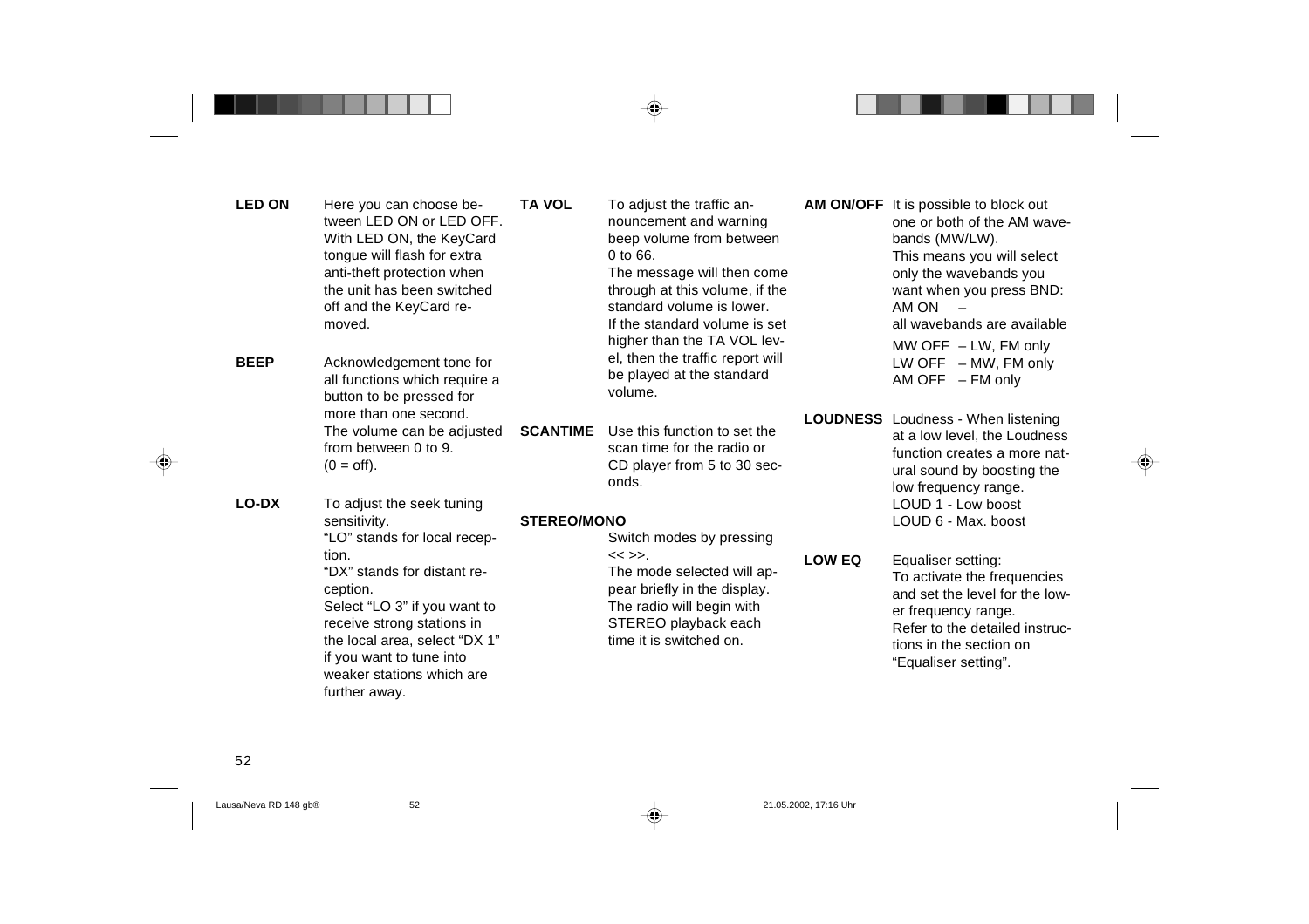**LED ON** Here you can choose between LED ON or LED OFF. With LED ON, the KeyCard tongue will flash for extra anti-theft protection when the unit has been switched off and the KeyCard removed.

**BEEP** Acknowledgement tone for all functions which require a button to be pressed for more than one second. The volume can be adjusted from between 0 to 9. (0 = off).

**LO-DX** To adjust the seek tuning sensitivity. "LO" stands for local reception. "DX" stands for distant reception. Select "LO 3" if you want to receive strong stations in the local area, select "DX 1" if you want to tune into weaker stations which are further away.

**TA VOL** To adjust the traffic announcement and warning beep volume from between 0 to 66. The message will then come through at this volume, if the standard volume is lower. If the standard volume is set higher than the TA VOL level, then the traffic report will be played at the standard volume.

**SCANTIME** Use this function to set the scan time for the radio or CD player from 5 to 30 seconds.

**STEREO/MONO** Switch modes by pressing << >>. The mode selected will appear briefly in the display. The radio will begin with STEREO playback each time it is switched on.

**AM ON/OFF** It is possible to block out one or both of the AM wavebands (MW/LW). This means you will select only the wavebands you want when you press BND:

AM ON – all wavebands are available

MW OFF – LW, FM only
LW OFF – MW, FM only
AM OFF – FM only

**LOUDNESS** Loudness - When listening at a low level, the Loudness function creates a more natural sound by boosting the low frequency range.
LOUD 1 - Low boost
LOUD 6 - Max. boost

**LOW EQ** Equaliser setting: To activate the frequencies and set the level for the lower frequency range. Refer to the detailed instructions in the section on "Equaliser setting".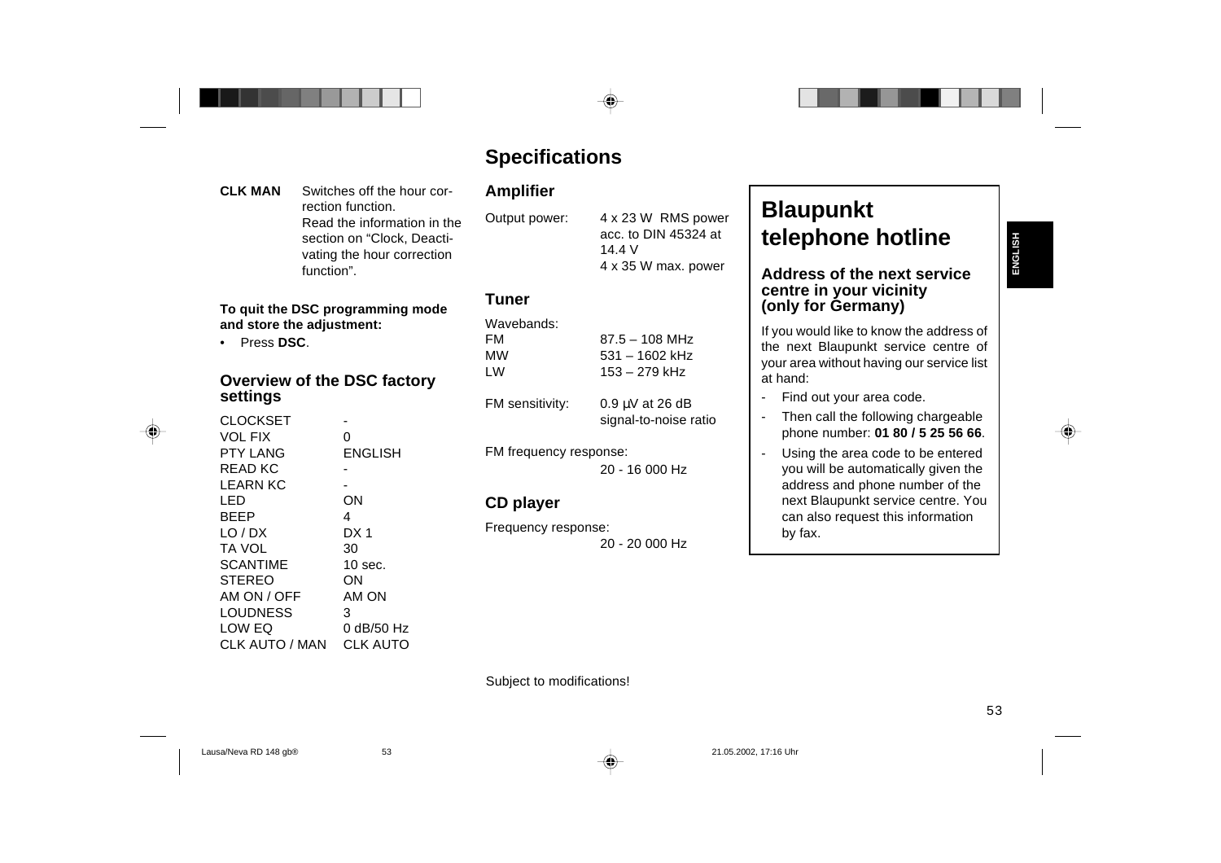**CLK MAN** Switches off the hour correction function. Read the information in the section on “Clock, Deactivating the hour correction function”.

**To quit the DSC programming mode and store the adjustment:**

- Press **DSC**.

### Overview of the DSC factory settings

| | |
|---|---|
| CLOCKSET | - |
| VOL FIX | 0 |
| PTY LANG | ENGLISH |
| READ KC | - |
| LEARN KC | - |
| LED | ON |
| BEEP | 4 |
| LO / DX | DX 1 |
| TA VOL | 30 |
| SCANTIME | 10 sec. |
| STEREO | ON |
| AM ON / OFF | AM ON |
| LOUDNESS | 3 |
| LOW EQ | 0 dB/50 Hz |
| CLK AUTO / MAN | CLK AUTO |

## Specifications

### Amplifier

Output power: 4 x 23 W RMS power acc. to DIN 45324 at 14.4 V
4 x 35 W max. power

### Tuner

Wavebands:

| | |
|---|---|
| FM | 87.5 – 108 MHz |
| MW | 531 – 1602 kHz |
| LW | 153 – 279 kHz |

FM sensitivity: 0.9 µV at 26 dB signal-to-noise ratio

FM frequency response:
20 - 16 000 Hz

### CD player

Frequency response:
20 - 20 000 Hz

Subject to modifications!

## Blaupunkt telephone hotline

### Address of the next service centre in your vicinity (only for Germany)

If you would like to know the address of the next Blaupunkt service centre of your area without having our service list at hand:

- Find out your area code.
- Then call the following chargeable phone number: **01 80 / 5 25 56 66**.
- Using the area code to be entered you will be automatically given the address and phone number of the next Blaupunkt service centre. You can also request this information by fax.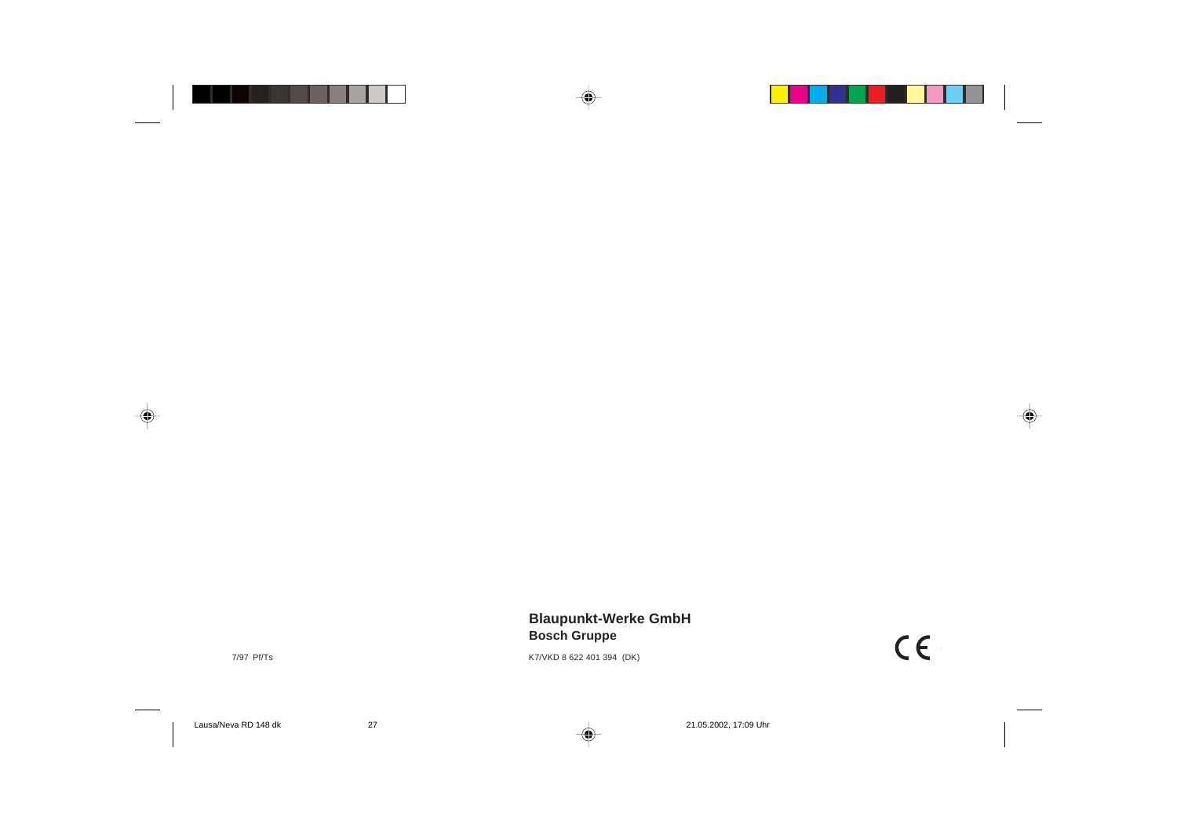**Blaupunkt-Werke GmbH**
**Bosch Gruppe**

7/97 Pf/Ts

K7/VKD 8 622 401 394 (DK)

CE